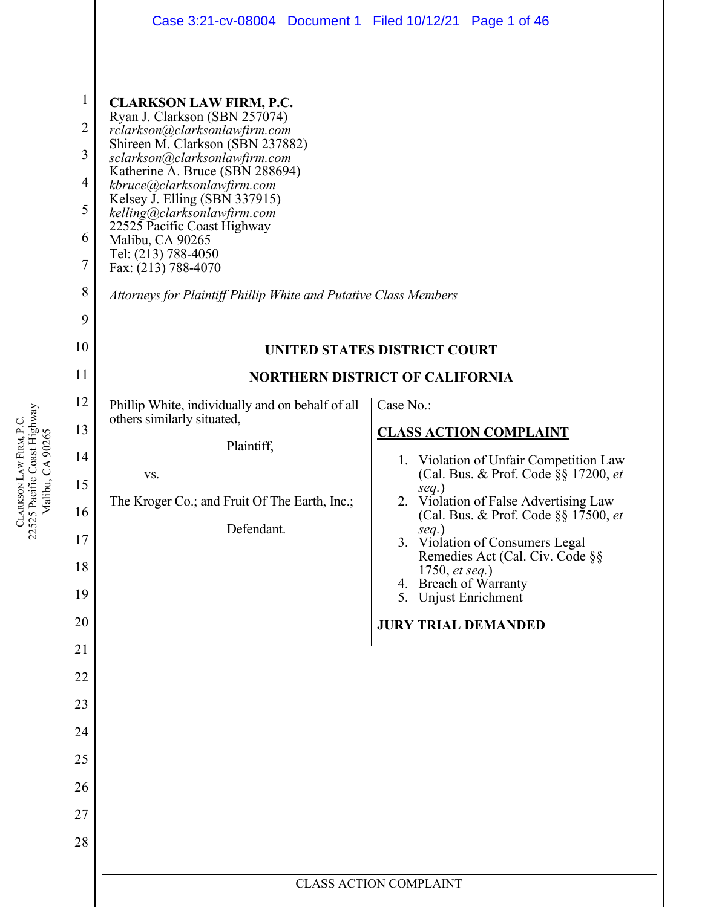**CLARKSON LAW FIRM, P.C.**
Ryan J. Clarkson (SBN 257074)
*rclarkson@clarksonlawfirm.com*
Shireen M. Clarkson (SBN 237882)
*sclarkson@clarksonlawfirm.com*
Katherine A. Bruce (SBN 288694)
*kbruce@clarksonlawfirm.com*
Kelsey J. Elling (SBN 337915)
*kelling@clarksonlawfirm.com*
22525 Pacific Coast Highway
Malibu, CA 90265
Tel: (213) 788-4050
Fax: (213) 788-4070

*Attorneys for Plaintiff Phillip White and Putative Class Members*

**UNITED STATES DISTRICT COURT**

**NORTHERN DISTRICT OF CALIFORNIA**

Phillip White, individually and on behalf of all others similarly situated,

Plaintiff,

vs.

The Kroger Co.; and Fruit Of The Earth, Inc.;

Defendant.

Case No.:

**CLASS ACTION COMPLAINT**

1. Violation of Unfair Competition Law (Cal. Bus. & Prof. Code §§ 17200, *et seq.*)
2. Violation of False Advertising Law (Cal. Bus. & Prof. Code §§ 17500, *et seq.*)
3. Violation of Consumers Legal Remedies Act (Cal. Civ. Code §§ 1750, *et seq.*)
4. Breach of Warranty
5. Unjust Enrichment

**JURY TRIAL DEMANDED**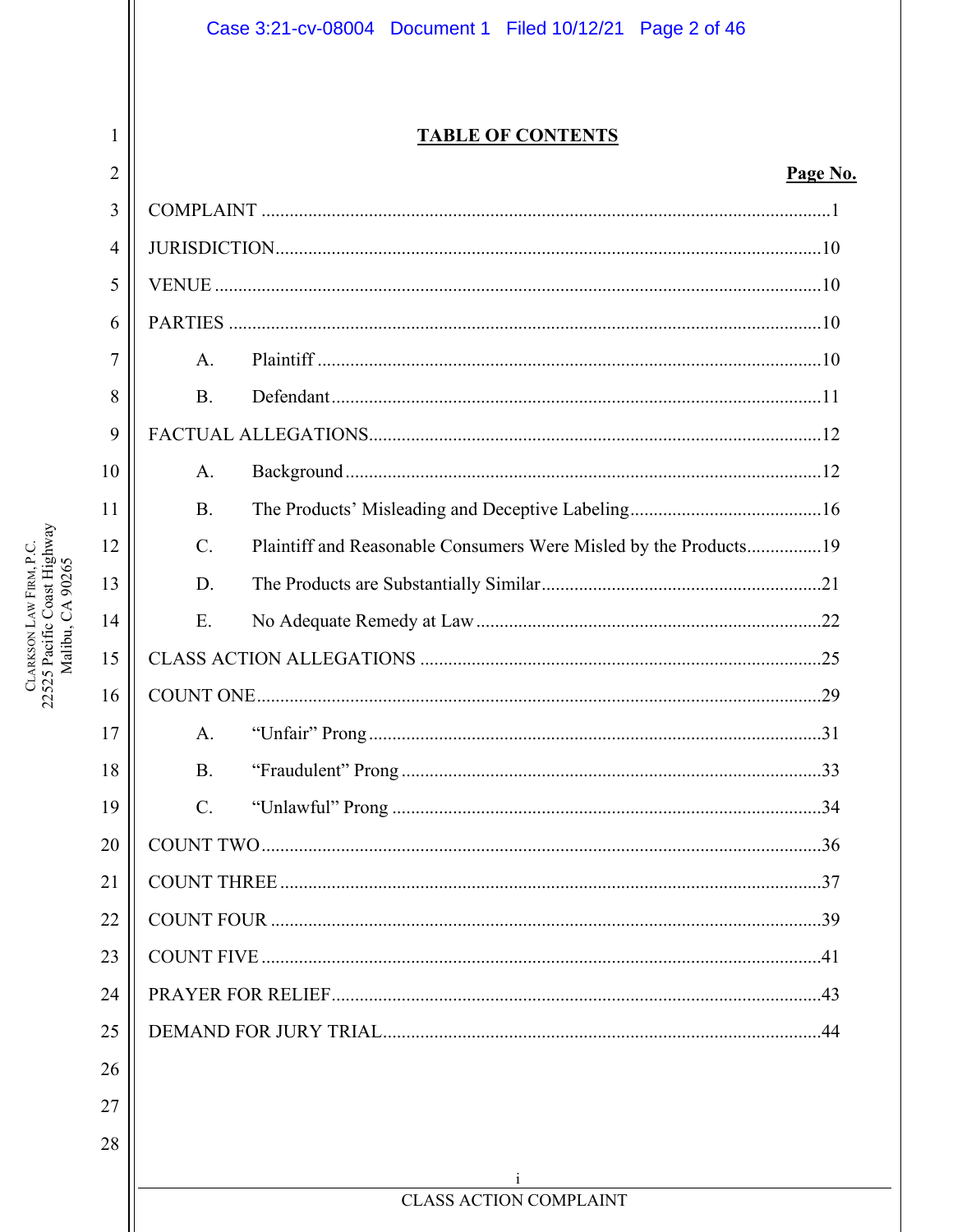## TABLE OF CONTENTS

| | Page No. |
|---|---|
| COMPLAINT | 1 |
| JURISDICTION | 10 |
| VENUE | 10 |
| PARTIES | 10 |
| A. Plaintiff | 10 |
| B. Defendant | 11 |
| FACTUAL ALLEGATIONS | 12 |
| A. Background | 12 |
| B. The Products' Misleading and Deceptive Labeling | 16 |
| C. Plaintiff and Reasonable Consumers Were Misled by the Products | 19 |
| D. The Products are Substantially Similar | 21 |
| E. No Adequate Remedy at Law | 22 |
| CLASS ACTION ALLEGATIONS | 25 |
| COUNT ONE | 29 |
| A. "Unfair" Prong | 31 |
| B. "Fraudulent" Prong | 33 |
| C. "Unlawful" Prong | 34 |
| COUNT TWO | 36 |
| COUNT THREE | 37 |
| COUNT FOUR | 39 |
| COUNT FIVE | 41 |
| PRAYER FOR RELIEF | 43 |
| DEMAND FOR JURY TRIAL | 44 |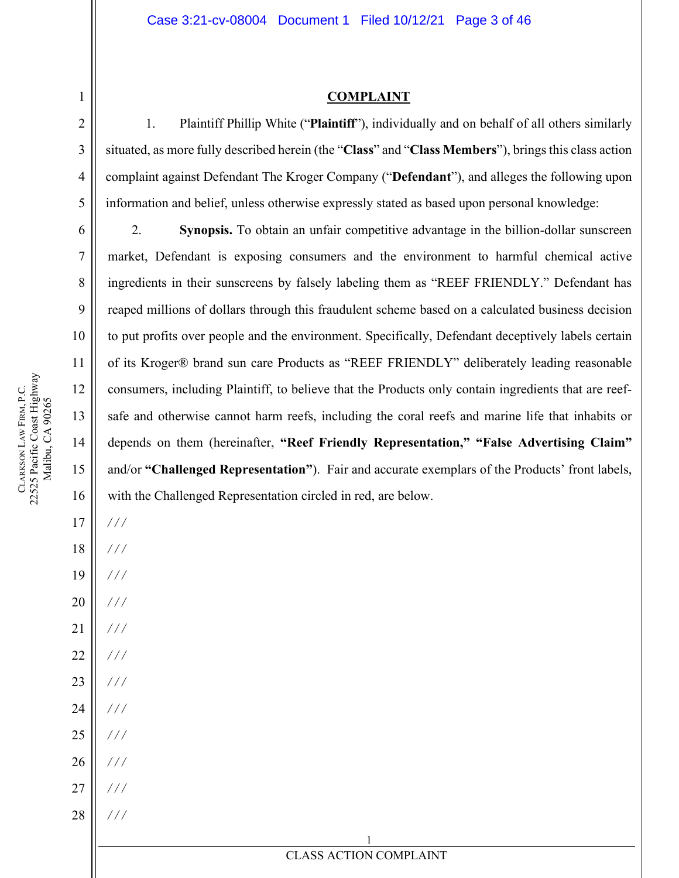## COMPLAINT

1. Plaintiff Phillip White ("**Plaintiff**"), individually and on behalf of all others similarly situated, as more fully described herein (the "**Class**" and "**Class Members**"), brings this class action complaint against Defendant The Kroger Company ("**Defendant**"), and alleges the following upon information and belief, unless otherwise expressly stated as based upon personal knowledge:

2. **Synopsis.** To obtain an unfair competitive advantage in the billion-dollar sunscreen market, Defendant is exposing consumers and the environment to harmful chemical active ingredients in their sunscreens by falsely labeling them as "REEF FRIENDLY." Defendant has reaped millions of dollars through this fraudulent scheme based on a calculated business decision to put profits over people and the environment. Specifically, Defendant deceptively labels certain of its Kroger® brand sun care Products as "REEF FRIENDLY" deliberately leading reasonable consumers, including Plaintiff, to believe that the Products only contain ingredients that are reef-safe and otherwise cannot harm reefs, including the coral reefs and marine life that inhabits or depends on them (hereinafter, **"Reef Friendly Representation," "False Advertising Claim"** and/or **"Challenged Representation"**). Fair and accurate exemplars of the Products' front labels, with the Challenged Representation circled in red, are below.

///
///
///
///
///
///
///
///
///
///
///
///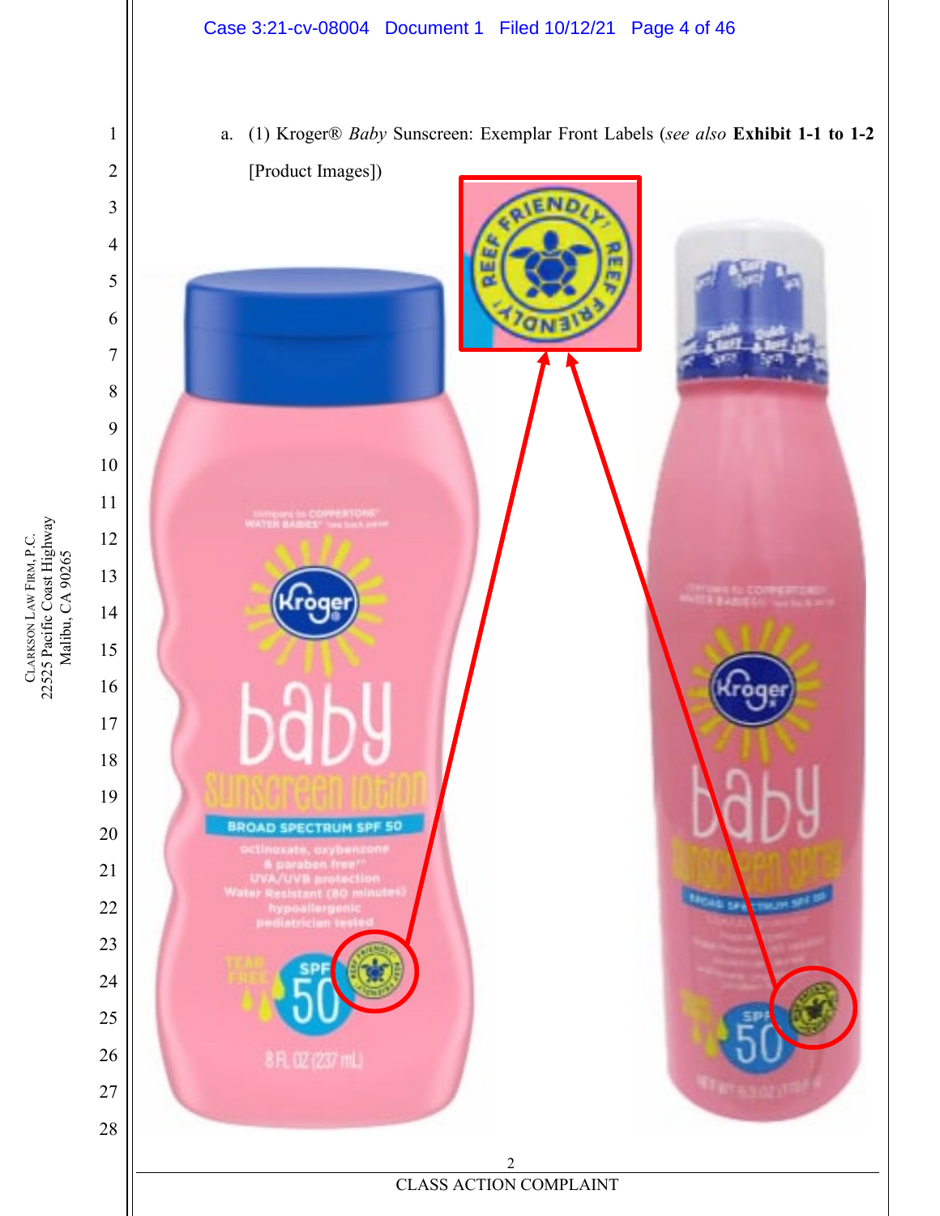a. (1) Kroger® *Baby* Sunscreen: Exemplar Front Labels (*see also* **Exhibit 1-1 to 1-2** [Product Images])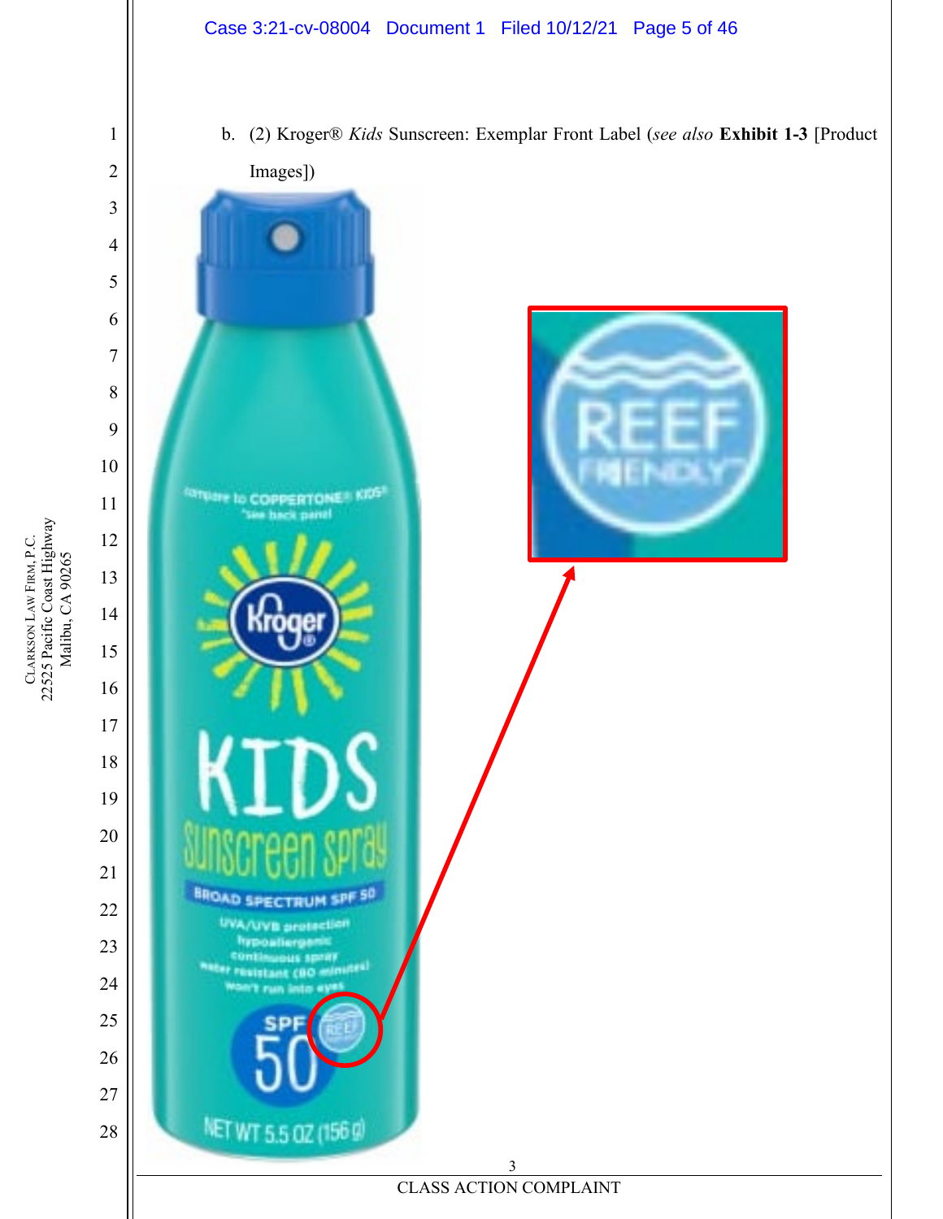b. (2) Kroger® *Kids* Sunscreen: Exemplar Front Label (*see also* **Exhibit 1-3** [Product Images])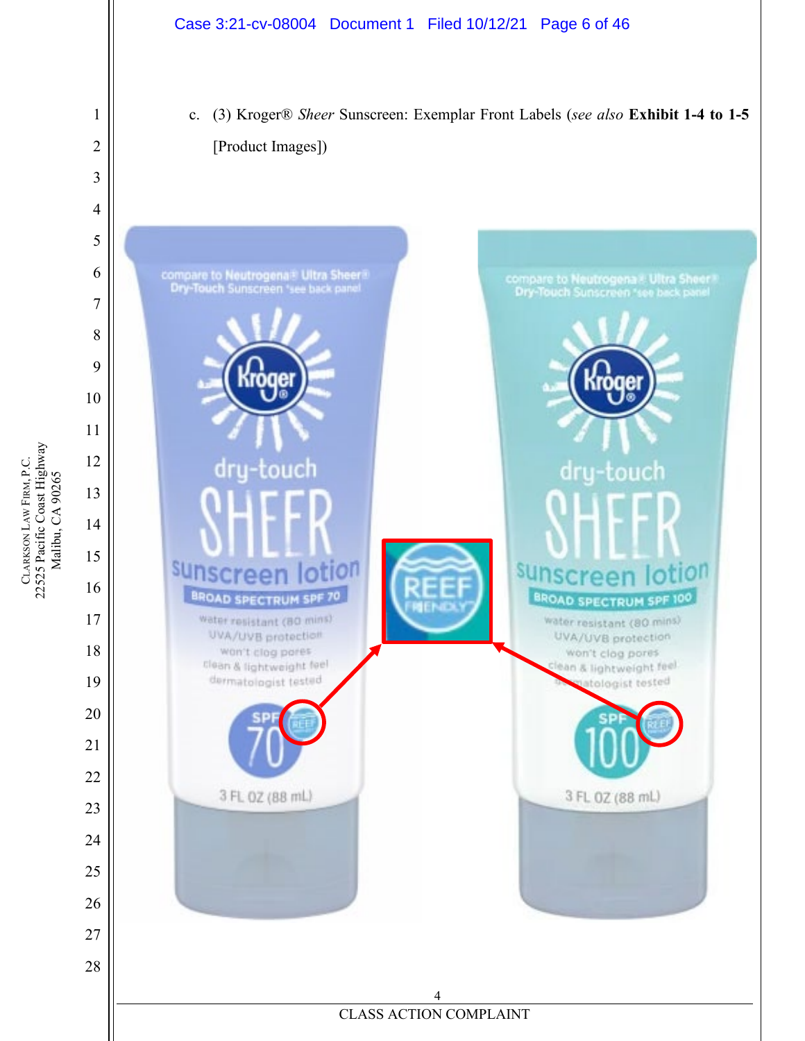c. (3) Kroger® *Sheer* Sunscreen: Exemplar Front Labels (*see also* **Exhibit 1-4 to 1-5** [Product Images])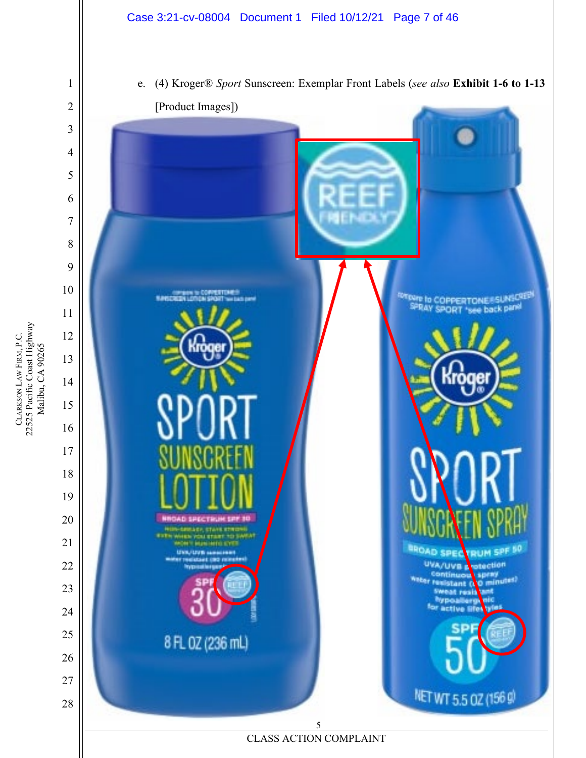e. (4) Kroger® *Sport* Sunscreen: Exemplar Front Labels (*see also* **Exhibit 1-6 to 1-13** [Product Images])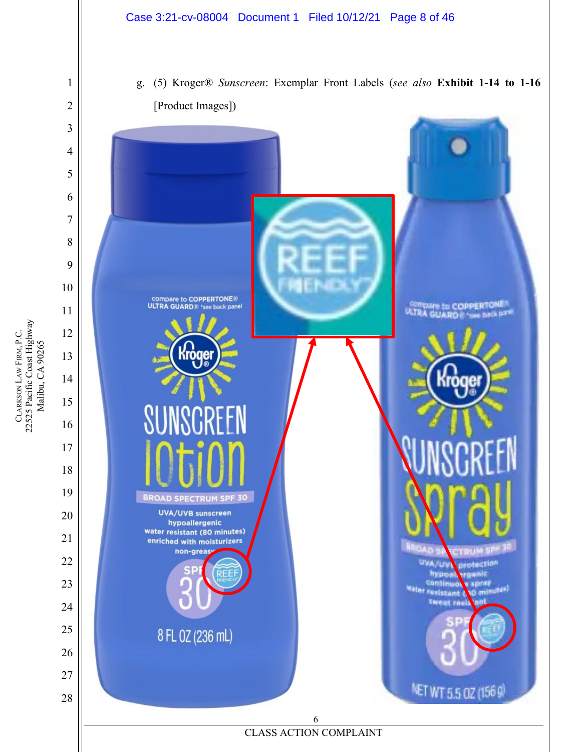g. (5) Kroger® *Sunscreen*: Exemplar Front Labels (*see also* **Exhibit 1-14 to 1-16** [Product Images])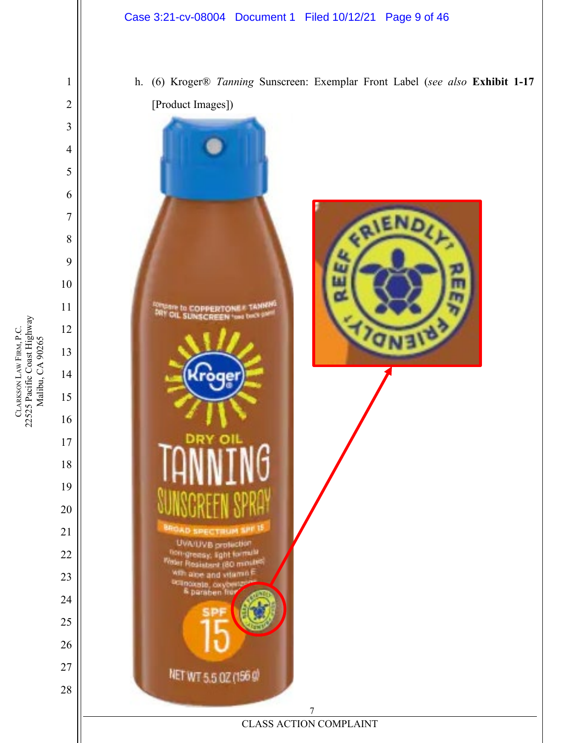h. (6) Kroger® *Tanning* Sunscreen: Exemplar Front Label (*see also* **Exhibit 1-17** [Product Images])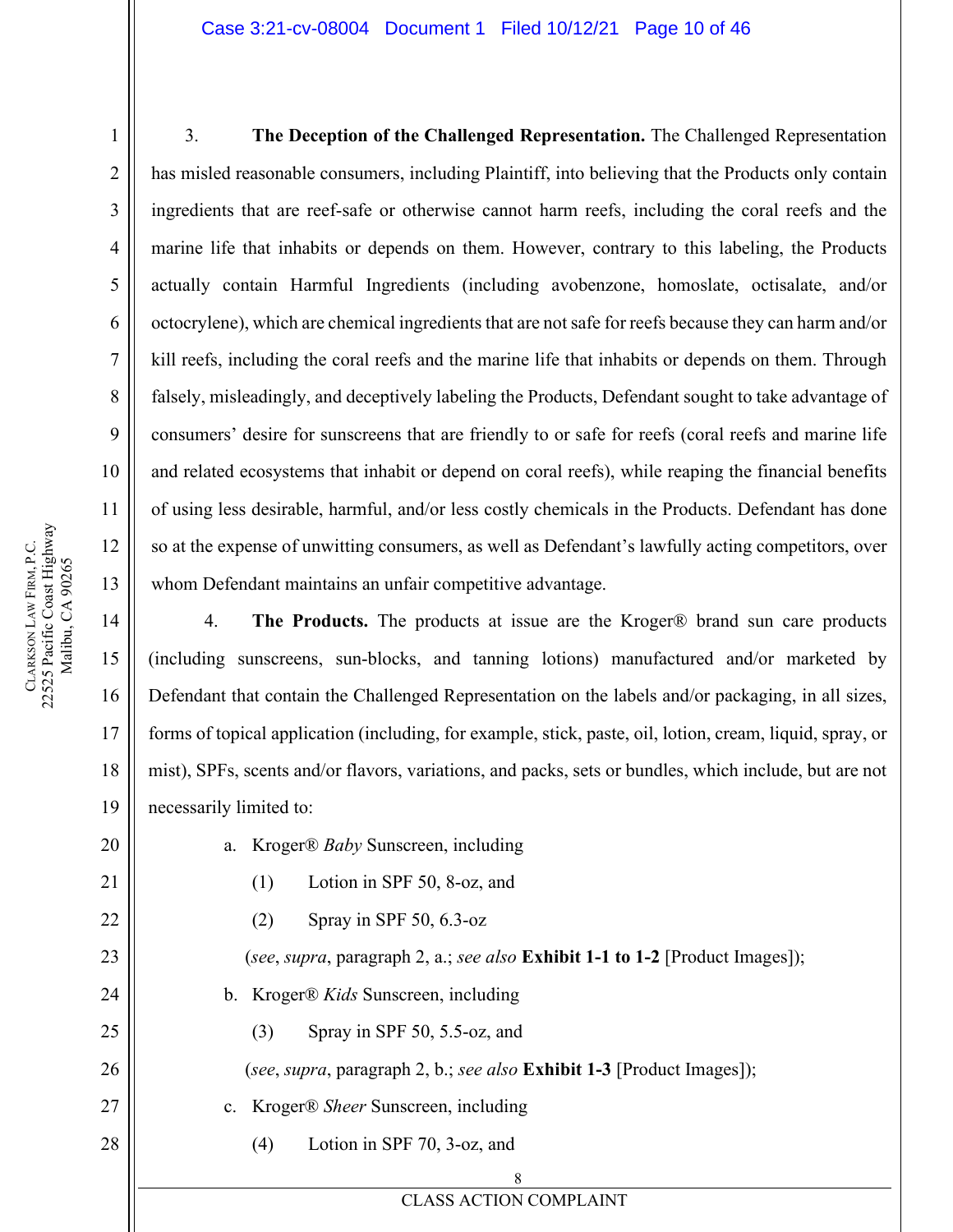3. **The Deception of the Challenged Representation.** The Challenged Representation has misled reasonable consumers, including Plaintiff, into believing that the Products only contain ingredients that are reef-safe or otherwise cannot harm reefs, including the coral reefs and the marine life that inhabits or depends on them. However, contrary to this labeling, the Products actually contain Harmful Ingredients (including avobenzone, homoslate, octisalate, and/or octocrylene), which are chemical ingredients that are not safe for reefs because they can harm and/or kill reefs, including the coral reefs and the marine life that inhabits or depends on them. Through falsely, misleadingly, and deceptively labeling the Products, Defendant sought to take advantage of consumers' desire for sunscreens that are friendly to or safe for reefs (coral reefs and marine life and related ecosystems that inhabit or depend on coral reefs), while reaping the financial benefits of using less desirable, harmful, and/or less costly chemicals in the Products. Defendant has done so at the expense of unwitting consumers, as well as Defendant's lawfully acting competitors, over whom Defendant maintains an unfair competitive advantage.

4. **The Products.** The products at issue are the Kroger® brand sun care products (including sunscreens, sun-blocks, and tanning lotions) manufactured and/or marketed by Defendant that contain the Challenged Representation on the labels and/or packaging, in all sizes, forms of topical application (including, for example, stick, paste, oil, lotion, cream, liquid, spray, or mist), SPFs, scents and/or flavors, variations, and packs, sets or bundles, which include, but are not necessarily limited to:

a. Kroger® *Baby* Sunscreen, including

(1) Lotion in SPF 50, 8-oz, and

(2) Spray in SPF 50, 6.3-oz

(*see*, *supra*, paragraph 2, a.; *see also* **Exhibit 1-1 to 1-2** [Product Images]);

b. Kroger® *Kids* Sunscreen, including

(3) Spray in SPF 50, 5.5-oz, and

(*see*, *supra*, paragraph 2, b.; *see also* **Exhibit 1-3** [Product Images]);

c. Kroger® *Sheer* Sunscreen, including

(4) Lotion in SPF 70, 3-oz, and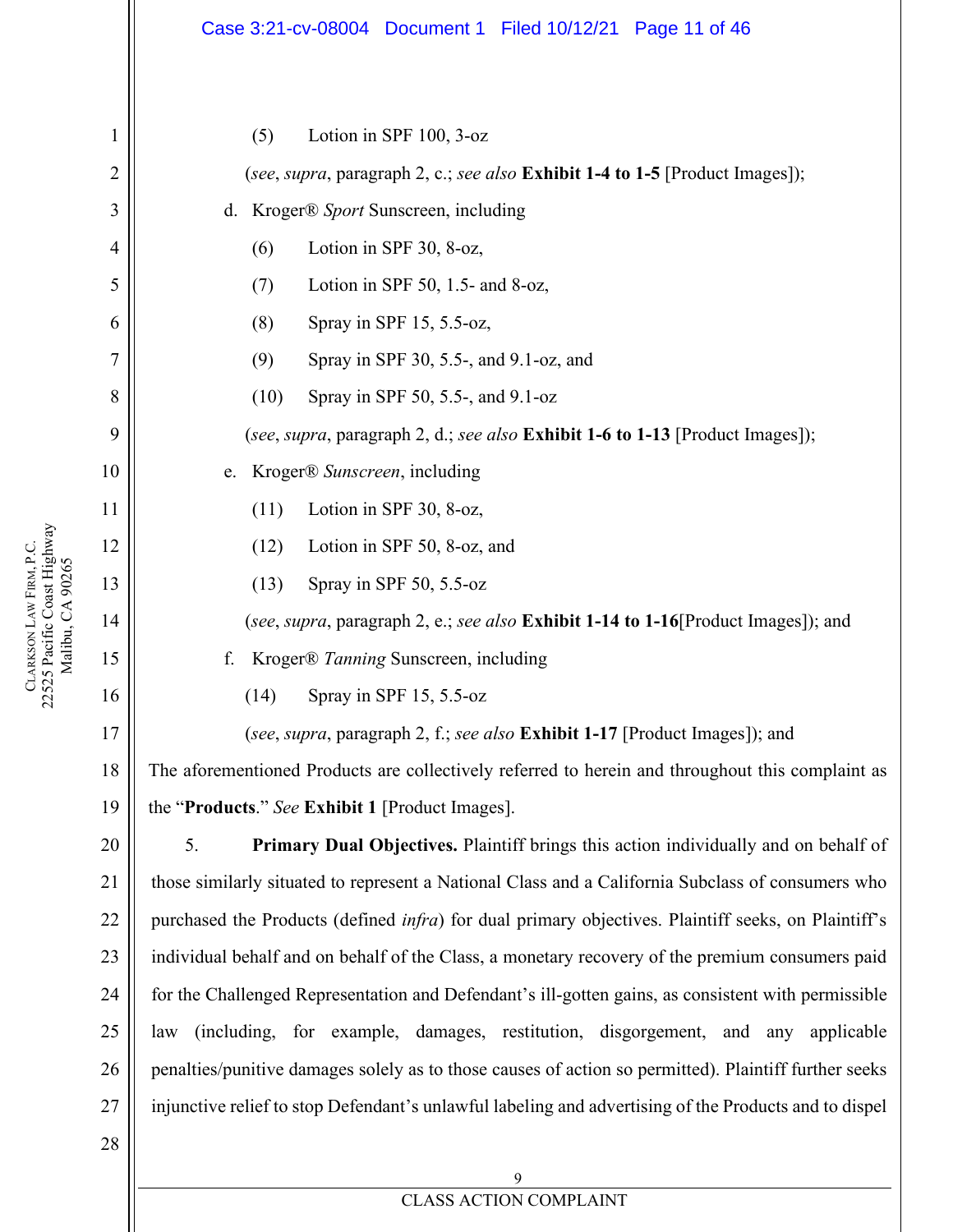(5) Lotion in SPF 100, 3-oz

(*see*, *supra*, paragraph 2, c.; *see also* **Exhibit 1-4 to 1-5** [Product Images]);

d. Kroger® *Sport* Sunscreen, including

(6) Lotion in SPF 30, 8-oz,

(7) Lotion in SPF 50, 1.5- and 8-oz,

(8) Spray in SPF 15, 5.5-oz,

(9) Spray in SPF 30, 5.5-, and 9.1-oz, and

(10) Spray in SPF 50, 5.5-, and 9.1-oz

(*see*, *supra*, paragraph 2, d.; *see also* **Exhibit 1-6 to 1-13** [Product Images]);

e. Kroger® *Sunscreen*, including

(11) Lotion in SPF 30, 8-oz,

(12) Lotion in SPF 50, 8-oz, and

(13) Spray in SPF 50, 5.5-oz

(*see*, *supra*, paragraph 2, e.; *see also* **Exhibit 1-14 to 1-16**[Product Images]); and

f. Kroger® *Tanning* Sunscreen, including

(14) Spray in SPF 15, 5.5-oz

(*see*, *supra*, paragraph 2, f.; *see also* **Exhibit 1-17** [Product Images]); and

The aforementioned Products are collectively referred to herein and throughout this complaint as the "**Products**." *See* **Exhibit 1** [Product Images].

5. **Primary Dual Objectives.** Plaintiff brings this action individually and on behalf of those similarly situated to represent a National Class and a California Subclass of consumers who purchased the Products (defined *infra*) for dual primary objectives. Plaintiff seeks, on Plaintiff's individual behalf and on behalf of the Class, a monetary recovery of the premium consumers paid for the Challenged Representation and Defendant's ill-gotten gains, as consistent with permissible law (including, for example, damages, restitution, disgorgement, and any applicable penalties/punitive damages solely as to those causes of action so permitted). Plaintiff further seeks injunctive relief to stop Defendant's unlawful labeling and advertising of the Products and to dispel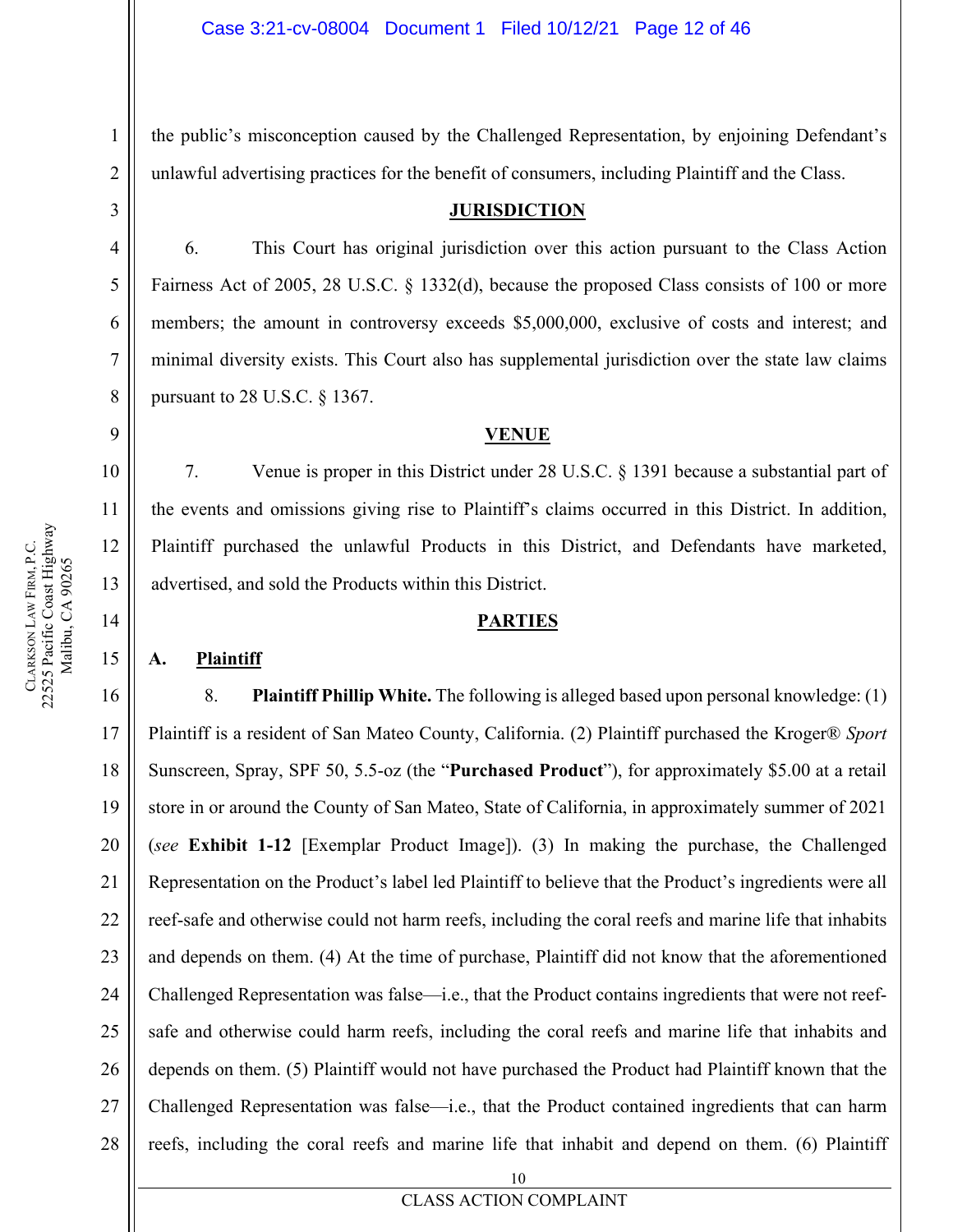the public's misconception caused by the Challenged Representation, by enjoining Defendant's unlawful advertising practices for the benefit of consumers, including Plaintiff and the Class.

## JURISDICTION

6. This Court has original jurisdiction over this action pursuant to the Class Action Fairness Act of 2005, 28 U.S.C. § 1332(d), because the proposed Class consists of 100 or more members; the amount in controversy exceeds $5,000,000, exclusive of costs and interest; and minimal diversity exists. This Court also has supplemental jurisdiction over the state law claims pursuant to 28 U.S.C. § 1367.

## VENUE

7. Venue is proper in this District under 28 U.S.C. § 1391 because a substantial part of the events and omissions giving rise to Plaintiff's claims occurred in this District. In addition, Plaintiff purchased the unlawful Products in this District, and Defendants have marketed, advertised, and sold the Products within this District.

## PARTIES

### A. Plaintiff

8. **Plaintiff Phillip White.** The following is alleged based upon personal knowledge: (1) Plaintiff is a resident of San Mateo County, California. (2) Plaintiff purchased the Kroger® *Sport* Sunscreen, Spray, SPF 50, 5.5-oz (the "**Purchased Product**"), for approximately $5.00 at a retail store in or around the County of San Mateo, State of California, in approximately summer of 2021 (*see* **Exhibit 1-12** [Exemplar Product Image]). (3) In making the purchase, the Challenged Representation on the Product's label led Plaintiff to believe that the Product's ingredients were all reef-safe and otherwise could not harm reefs, including the coral reefs and marine life that inhabits and depends on them. (4) At the time of purchase, Plaintiff did not know that the aforementioned Challenged Representation was false—i.e., that the Product contains ingredients that were not reef-safe and otherwise could harm reefs, including the coral reefs and marine life that inhabits and depends on them. (5) Plaintiff would not have purchased the Product had Plaintiff known that the Challenged Representation was false—i.e., that the Product contained ingredients that can harm reefs, including the coral reefs and marine life that inhabit and depend on them. (6) Plaintiff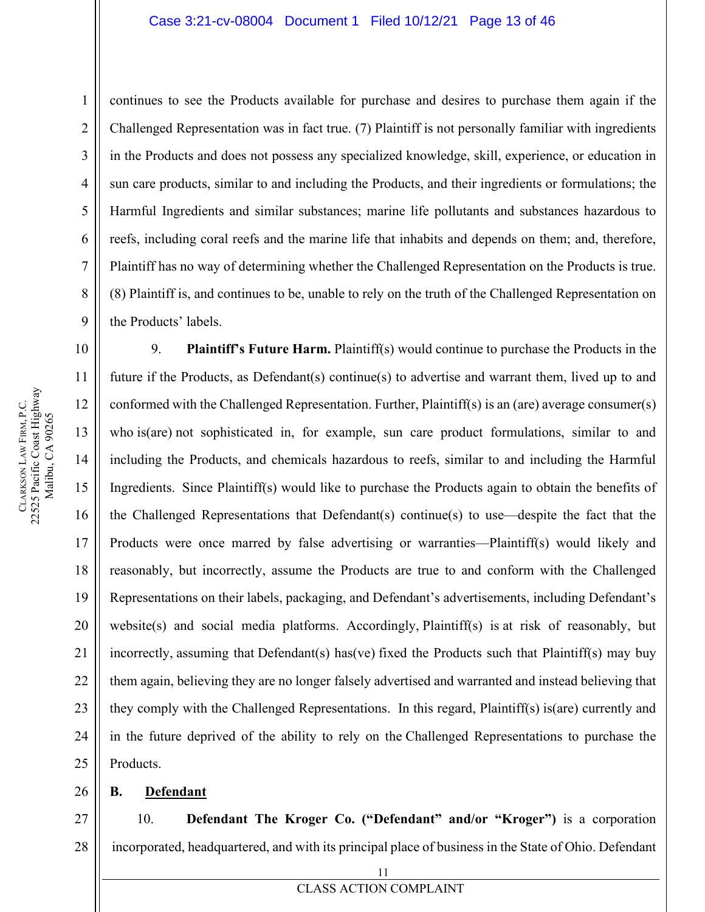continues to see the Products available for purchase and desires to purchase them again if the Challenged Representation was in fact true. (7) Plaintiff is not personally familiar with ingredients in the Products and does not possess any specialized knowledge, skill, experience, or education in sun care products, similar to and including the Products, and their ingredients or formulations; the Harmful Ingredients and similar substances; marine life pollutants and substances hazardous to reefs, including coral reefs and the marine life that inhabits and depends on them; and, therefore, Plaintiff has no way of determining whether the Challenged Representation on the Products is true. (8) Plaintiff is, and continues to be, unable to rely on the truth of the Challenged Representation on the Products' labels.

9. **Plaintiff's Future Harm.** Plaintiff(s) would continue to purchase the Products in the future if the Products, as Defendant(s) continue(s) to advertise and warrant them, lived up to and conformed with the Challenged Representation. Further, Plaintiff(s) is an (are) average consumer(s) who is(are) not sophisticated in, for example, sun care product formulations, similar to and including the Products, and chemicals hazardous to reefs, similar to and including the Harmful Ingredients. Since Plaintiff(s) would like to purchase the Products again to obtain the benefits of the Challenged Representations that Defendant(s) continue(s) to use—despite the fact that the Products were once marred by false advertising or warranties—Plaintiff(s) would likely and reasonably, but incorrectly, assume the Products are true to and conform with the Challenged Representations on their labels, packaging, and Defendant's advertisements, including Defendant's website(s) and social media platforms. Accordingly, Plaintiff(s) is at risk of reasonably, but incorrectly, assuming that Defendant(s) has(ve) fixed the Products such that Plaintiff(s) may buy them again, believing they are no longer falsely advertised and warranted and instead believing that they comply with the Challenged Representations. In this regard, Plaintiff(s) is(are) currently and in the future deprived of the ability to rely on the Challenged Representations to purchase the Products.

**B. Defendant**

10. **Defendant The Kroger Co. ("Defendant" and/or "Kroger")** is a corporation incorporated, headquartered, and with its principal place of business in the State of Ohio. Defendant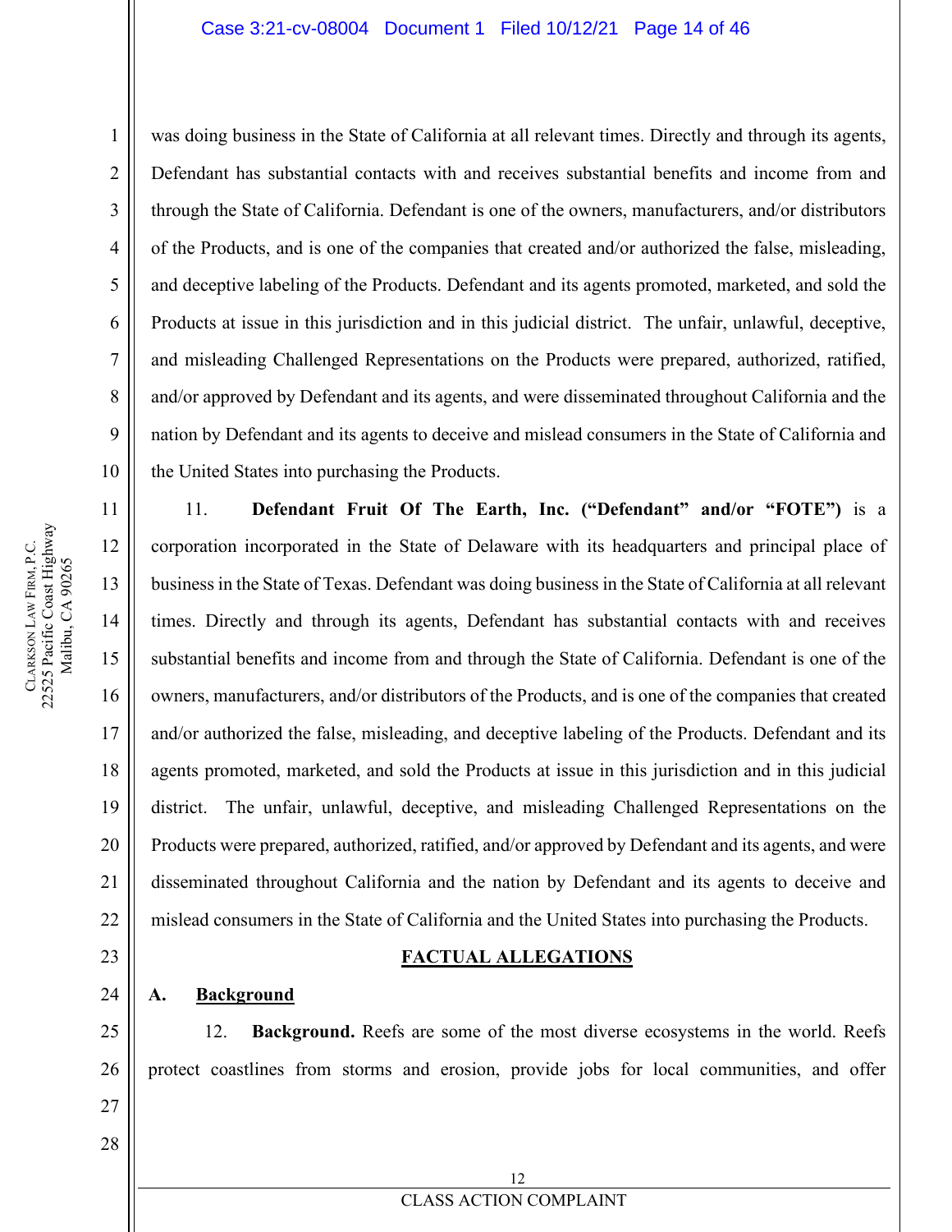was doing business in the State of California at all relevant times. Directly and through its agents, Defendant has substantial contacts with and receives substantial benefits and income from and through the State of California. Defendant is one of the owners, manufacturers, and/or distributors of the Products, and is one of the companies that created and/or authorized the false, misleading, and deceptive labeling of the Products. Defendant and its agents promoted, marketed, and sold the Products at issue in this jurisdiction and in this judicial district. The unfair, unlawful, deceptive, and misleading Challenged Representations on the Products were prepared, authorized, ratified, and/or approved by Defendant and its agents, and were disseminated throughout California and the nation by Defendant and its agents to deceive and mislead consumers in the State of California and the United States into purchasing the Products.

11. **Defendant Fruit Of The Earth, Inc. ("Defendant" and/or "FOTE")** is a corporation incorporated in the State of Delaware with its headquarters and principal place of business in the State of Texas. Defendant was doing business in the State of California at all relevant times. Directly and through its agents, Defendant has substantial contacts with and receives substantial benefits and income from and through the State of California. Defendant is one of the owners, manufacturers, and/or distributors of the Products, and is one of the companies that created and/or authorized the false, misleading, and deceptive labeling of the Products. Defendant and its agents promoted, marketed, and sold the Products at issue in this jurisdiction and in this judicial district. The unfair, unlawful, deceptive, and misleading Challenged Representations on the Products were prepared, authorized, ratified, and/or approved by Defendant and its agents, and were disseminated throughout California and the nation by Defendant and its agents to deceive and mislead consumers in the State of California and the United States into purchasing the Products.

## FACTUAL ALLEGATIONS

### A. Background

12. **Background.** Reefs are some of the most diverse ecosystems in the world. Reefs protect coastlines from storms and erosion, provide jobs for local communities, and offer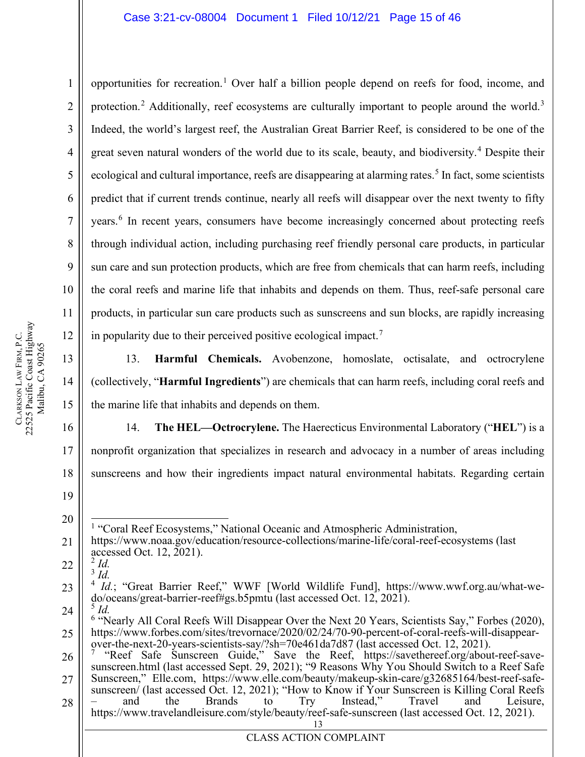opportunities for recreation.[1] Over half a billion people depend on reefs for food, income, and protection.[2] Additionally, reef ecosystems are culturally important to people around the world.[3] Indeed, the world's largest reef, the Australian Great Barrier Reef, is considered to be one of the great seven natural wonders of the world due to its scale, beauty, and biodiversity.[4] Despite their ecological and cultural importance, reefs are disappearing at alarming rates.[5] In fact, some scientists predict that if current trends continue, nearly all reefs will disappear over the next twenty to fifty years.[6] In recent years, consumers have become increasingly concerned about protecting reefs through individual action, including purchasing reef friendly personal care products, in particular sun care and sun protection products, which are free from chemicals that can harm reefs, including the coral reefs and marine life that inhabits and depends on them. Thus, reef-safe personal care products, in particular sun care products such as sunscreens and sun blocks, are rapidly increasing in popularity due to their perceived positive ecological impact.[7]

13. **Harmful Chemicals.** Avobenzone, homoslate, octisalate, and octrocrylene (collectively, "**Harmful Ingredients**") are chemicals that can harm reefs, including coral reefs and the marine life that inhabits and depends on them.

14. **The HEL—Octrocrylene.** The Haerecticus Environmental Laboratory ("**HEL**") is a nonprofit organization that specializes in research and advocacy in a number of areas including sunscreens and how their ingredients impact natural environmental habitats. Regarding certain

---

[1] "Coral Reef Ecosystems," National Oceanic and Atmospheric Administration, https://www.noaa.gov/education/resource-collections/marine-life/coral-reef-ecosystems (last accessed Oct. 12, 2021).

[2] *Id.*

[3] *Id.*

[4] *Id.*; "Great Barrier Reef," WWF [World Wildlife Fund], https://www.wwf.org.au/what-we-do/oceans/great-barrier-reef#gs.b5pmtu (last accessed Oct. 12, 2021).

[5] *Id.*

[6] "Nearly All Coral Reefs Will Disappear Over the Next 20 Years, Scientists Say," Forbes (2020), https://www.forbes.com/sites/trevornace/2020/02/24/70-90-percent-of-coral-reefs-will-disappear-over-the-next-20-years-scientists-say/?sh=70e461da7d87 (last accessed Oct. 12, 2021).

[7] "Reef Safe Sunscreen Guide," Save the Reef, https://savethereef.org/about-reef-save-sunscreen.html (last accessed Sept. 29, 2021); "9 Reasons Why You Should Switch to a Reef Safe Sunscreen," Elle.com, https://www.elle.com/beauty/makeup-skin-care/g32685164/best-reef-safe-sunscreen/ (last accessed Oct. 12, 2021); "How to Know if Your Sunscreen is Killing Coral Reefs – and the Brands to Try Instead," Travel and Leisure, https://www.travelandleisure.com/style/beauty/reef-safe-sunscreen (last accessed Oct. 12, 2021).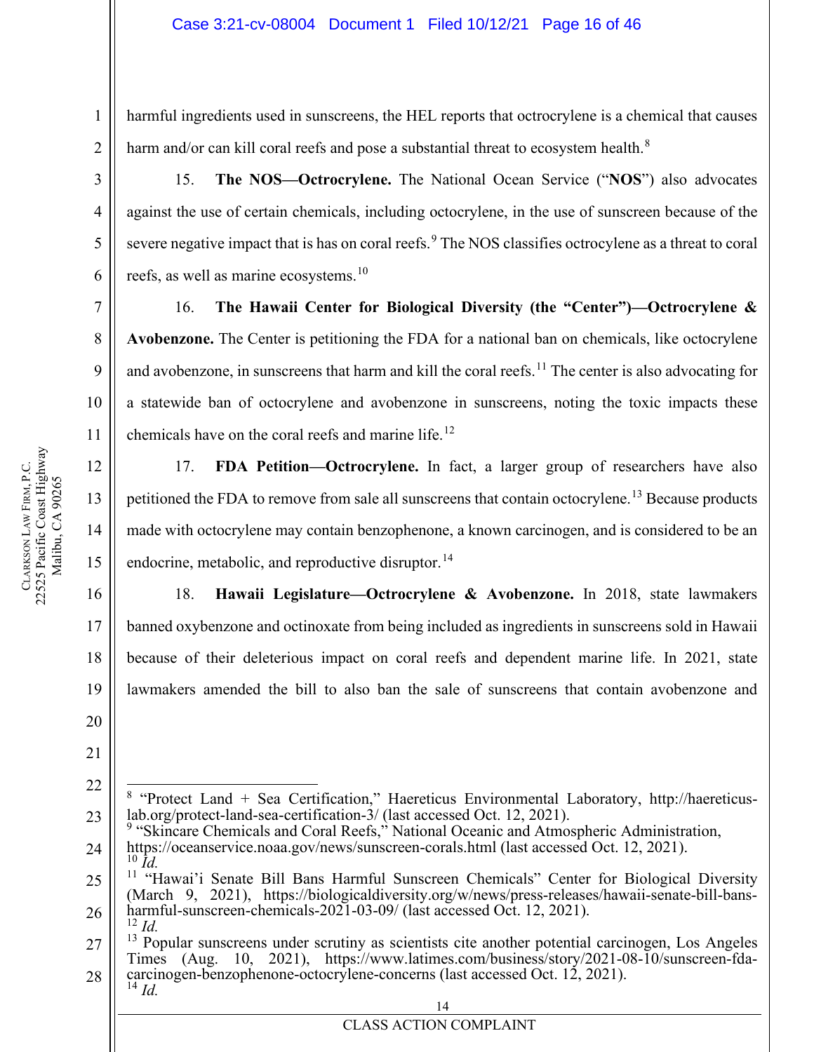harmful ingredients used in sunscreens, the HEL reports that octrocrylene is a chemical that causes harm and/or can kill coral reefs and pose a substantial threat to ecosystem health.[8]

15. **The NOS—Octrocrylene.** The National Ocean Service ("**NOS**") also advocates against the use of certain chemicals, including octocrylene, in the use of sunscreen because of the severe negative impact that is has on coral reefs.[9] The NOS classifies octrocylene as a threat to coral reefs, as well as marine ecosystems.[10]

16. **The Hawaii Center for Biological Diversity (the "Center")—Octrocrylene & Avobenzone.** The Center is petitioning the FDA for a national ban on chemicals, like octocrylene and avobenzone, in sunscreens that harm and kill the coral reefs.[11] The center is also advocating for a statewide ban of octocrylene and avobenzone in sunscreens, noting the toxic impacts these chemicals have on the coral reefs and marine life.[12]

17. **FDA Petition—Octrocrylene.** In fact, a larger group of researchers have also petitioned the FDA to remove from sale all sunscreens that contain octocrylene.[13] Because products made with octocrylene may contain benzophenone, a known carcinogen, and is considered to be an endocrine, metabolic, and reproductive disruptor.[14]

18. **Hawaii Legislature—Octrocrylene & Avobenzone.** In 2018, state lawmakers banned oxybenzone and octinoxate from being included as ingredients in sunscreens sold in Hawaii because of their deleterious impact on coral reefs and dependent marine life. In 2021, state lawmakers amended the bill to also ban the sale of sunscreens that contain avobenzone and

---

[8] "Protect Land + Sea Certification," Haereticus Environmental Laboratory, http://haereticus-lab.org/protect-land-sea-certification-3/ (last accessed Oct. 12, 2021).

[9] "Skincare Chemicals and Coral Reefs," National Oceanic and Atmospheric Administration, https://oceanservice.noaa.gov/news/sunscreen-corals.html (last accessed Oct. 12, 2021).

[10] *Id.*

[11] "Hawai'i Senate Bill Bans Harmful Sunscreen Chemicals" Center for Biological Diversity (March 9, 2021), https://biologicaldiversity.org/w/news/press-releases/hawaii-senate-bill-bans-harmful-sunscreen-chemicals-2021-03-09/ (last accessed Oct. 12, 2021).

[12] *Id.*

[13] Popular sunscreens under scrutiny as scientists cite another potential carcinogen, Los Angeles Times (Aug. 10, 2021), https://www.latimes.com/business/story/2021-08-10/sunscreen-fda-carcinogen-benzophenone-octocrylene-concerns (last accessed Oct. 12, 2021).

[14] *Id.*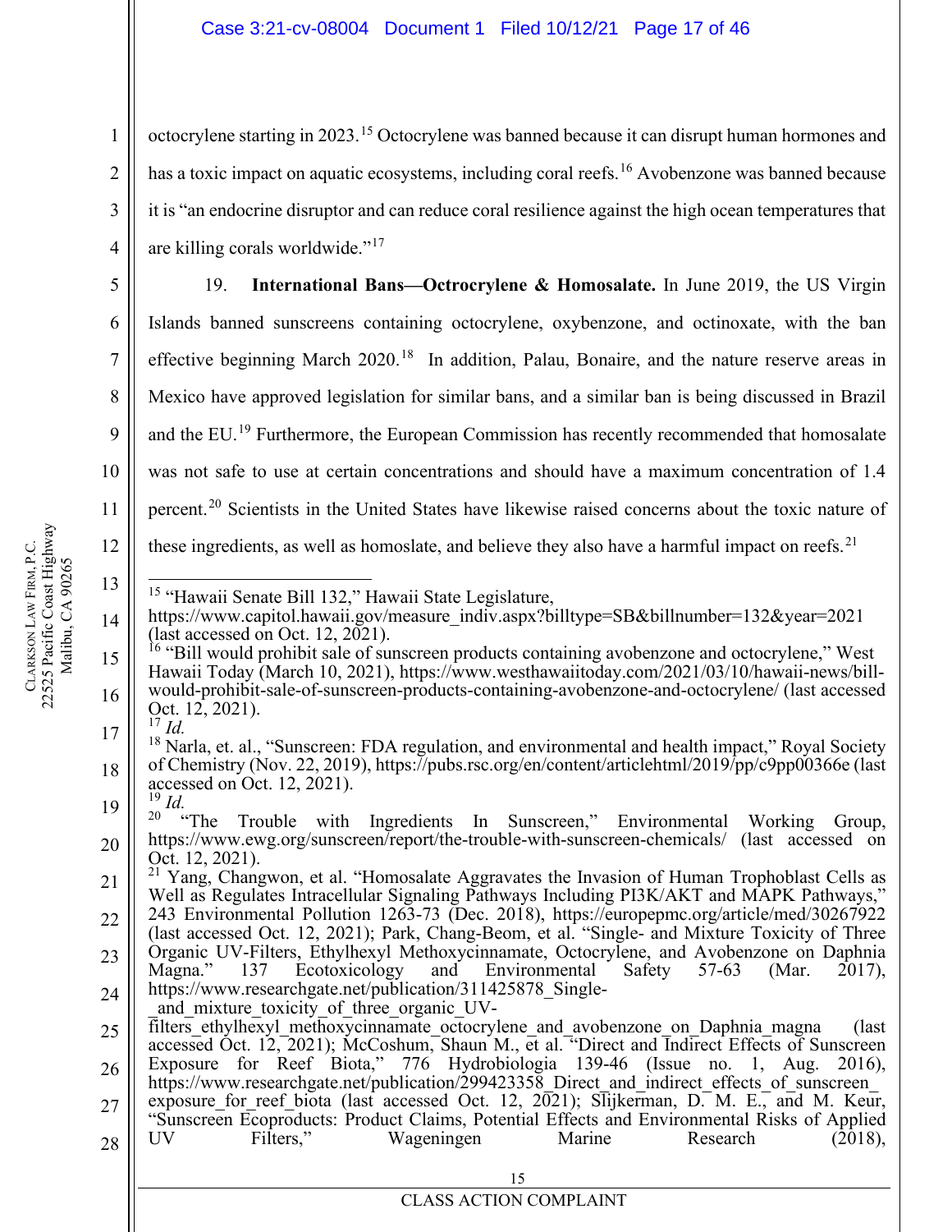octocrylene starting in 2023.[15] Octocrylene was banned because it can disrupt human hormones and has a toxic impact on aquatic ecosystems, including coral reefs.[16] Avobenzone was banned because it is "an endocrine disruptor and can reduce coral resilience against the high ocean temperatures that are killing corals worldwide."[17]

19. **International Bans—Octrocrylene & Homosalate.** In June 2019, the US Virgin Islands banned sunscreens containing octocrylene, oxybenzone, and octinoxate, with the ban effective beginning March 2020.[18] In addition, Palau, Bonaire, and the nature reserve areas in Mexico have approved legislation for similar bans, and a similar ban is being discussed in Brazil and the EU.[19] Furthermore, the European Commission has recently recommended that homosalate was not safe to use at certain concentrations and should have a maximum concentration of 1.4 percent.[20] Scientists in the United States have likewise raised concerns about the toxic nature of these ingredients, as well as homoslate, and believe they also have a harmful impact on reefs.[21]

---

[15] "Hawaii Senate Bill 132," Hawaii State Legislature, https://www.capitol.hawaii.gov/measure_indiv.aspx?billtype=SB&billnumber=132&year=2021 (last accessed on Oct. 12, 2021).

[16] "Bill would prohibit sale of sunscreen products containing avobenzone and octocrylene," West Hawaii Today (March 10, 2021), https://www.westhawaiitoday.com/2021/03/10/hawaii-news/bill-would-prohibit-sale-of-sunscreen-products-containing-avobenzone-and-octocrylene/ (last accessed Oct. 12, 2021).

[17] *Id.*

[18] Narla, et. al., "Sunscreen: FDA regulation, and environmental and health impact," Royal Society of Chemistry (Nov. 22, 2019), https://pubs.rsc.org/en/content/articlehtml/2019/pp/c9pp00366e (last accessed on Oct. 12, 2021).

[19] *Id.*

[20] "The Trouble with Ingredients In Sunscreen," Environmental Working Group, https://www.ewg.org/sunscreen/report/the-trouble-with-sunscreen-chemicals/ (last accessed on Oct. 12, 2021).

[21] Yang, Changwon, et al. "Homosalate Aggravates the Invasion of Human Trophoblast Cells as Well as Regulates Intracellular Signaling Pathways Including PI3K/AKT and MAPK Pathways," 243 Environmental Pollution 1263-73 (Dec. 2018), https://europepmc.org/article/med/30267922 (last accessed Oct. 12, 2021); Park, Chang-Beom, et al. "Single- and Mixture Toxicity of Three Organic UV-Filters, Ethylhexyl Methoxycinnamate, Octocrylene, and Avobenzone on Daphnia Magna." 137 Ecotoxicology and Environmental Safety 57-63 (Mar. 2017), https://www.researchgate.net/publication/311425878_Single-_and_mixture_toxicity_of_three_organic_UV-filters_ethylhexyl_methoxycinnamate_octocrylene_and_avobenzone_on_Daphnia_magna (last accessed Oct. 12, 2021); McCoshum, Shaun M., et al. "Direct and Indirect Effects of Sunscreen Exposure for Reef Biota," 776 Hydrobiologia 139-46 (Issue no. 1, Aug. 2016), https://www.researchgate.net/publication/299423358_Direct_and_indirect_effects_of_sunscreen_exposure_for_reef_biota (last accessed Oct. 12, 2021); Slijkerman, D. M. E., and M. Keur, "Sunscreen Ecoproducts: Product Claims, Potential Effects and Environmental Risks of Applied UV Filters," Wageningen Marine Research (2018),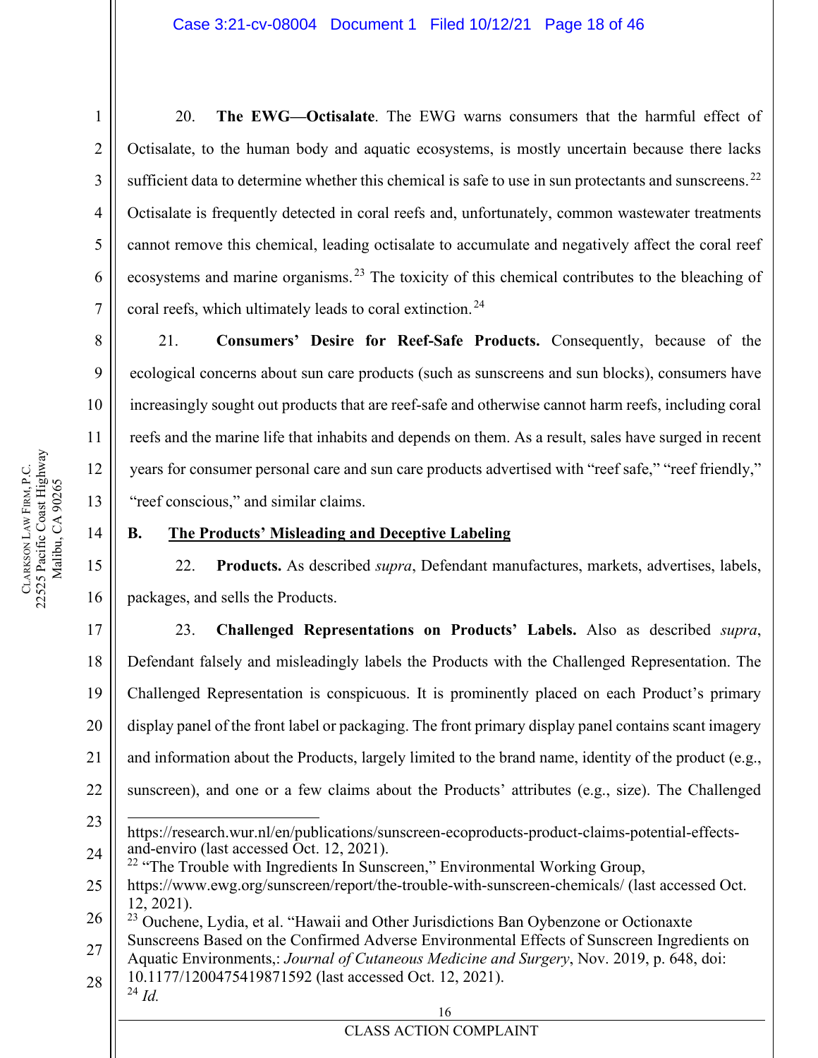20. **The EWG—Octisalate**. The EWG warns consumers that the harmful effect of Octisalate, to the human body and aquatic ecosystems, is mostly uncertain because there lacks sufficient data to determine whether this chemical is safe to use in sun protectants and sunscreens.[22] Octisalate is frequently detected in coral reefs and, unfortunately, common wastewater treatments cannot remove this chemical, leading octisalate to accumulate and negatively affect the coral reef ecosystems and marine organisms.[23] The toxicity of this chemical contributes to the bleaching of coral reefs, which ultimately leads to coral extinction.[24]

21. **Consumers' Desire for Reef-Safe Products.** Consequently, because of the ecological concerns about sun care products (such as sunscreens and sun blocks), consumers have increasingly sought out products that are reef-safe and otherwise cannot harm reefs, including coral reefs and the marine life that inhabits and depends on them. As a result, sales have surged in recent years for consumer personal care and sun care products advertised with "reef safe," "reef friendly," "reef conscious," and similar claims.

## B. The Products' Misleading and Deceptive Labeling

22. **Products.** As described *supra*, Defendant manufactures, markets, advertises, labels, packages, and sells the Products.

23. **Challenged Representations on Products' Labels.** Also as described *supra*, Defendant falsely and misleadingly labels the Products with the Challenged Representation. The Challenged Representation is conspicuous. It is prominently placed on each Product's primary display panel of the front label or packaging. The front primary display panel contains scant imagery and information about the Products, largely limited to the brand name, identity of the product (e.g., sunscreen), and one or a few claims about the Products' attributes (e.g., size). The Challenged

---

https://research.wur.nl/en/publications/sunscreen-ecoproducts-product-claims-potential-effects-and-enviro (last accessed Oct. 12, 2021).

[22] "The Trouble with Ingredients In Sunscreen," Environmental Working Group, https://www.ewg.org/sunscreen/report/the-trouble-with-sunscreen-chemicals/ (last accessed Oct. 12, 2021).

[23] Ouchene, Lydia, et al. "Hawaii and Other Jurisdictions Ban Oybenzone or Octionaxte Sunscreens Based on the Confirmed Adverse Environmental Effects of Sunscreen Ingredients on Aquatic Environments,: *Journal of Cutaneous Medicine and Surgery*, Nov. 2019, p. 648, doi: 10.1177/1200475419871592 (last accessed Oct. 12, 2021).

[24] *Id.*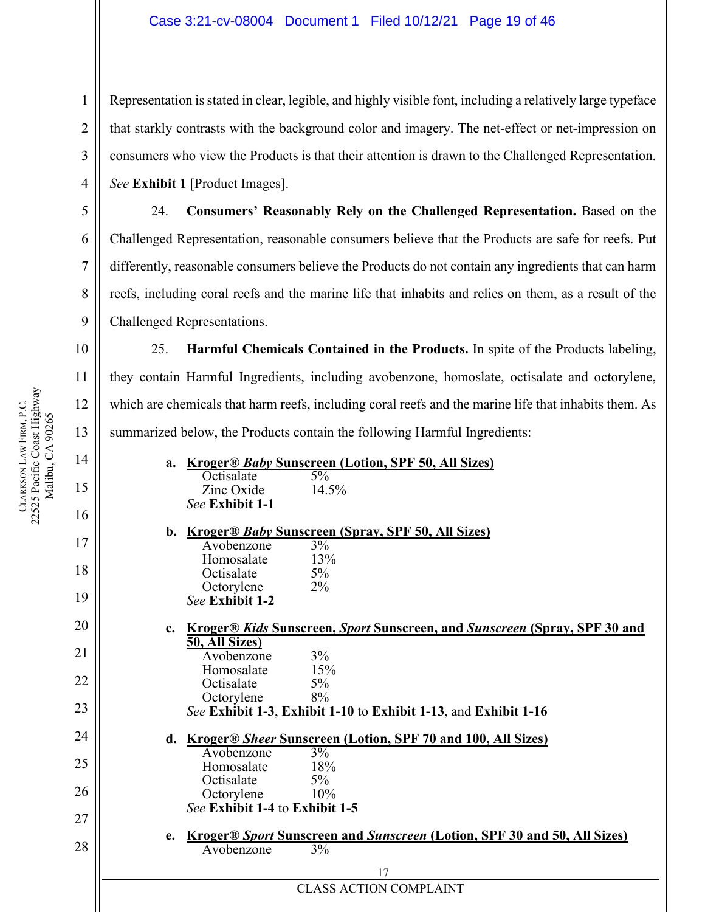Representation is stated in clear, legible, and highly visible font, including a relatively large typeface that starkly contrasts with the background color and imagery. The net-effect or net-impression on consumers who view the Products is that their attention is drawn to the Challenged Representation. *See* **Exhibit 1** [Product Images].

24. **Consumers' Reasonably Rely on the Challenged Representation.** Based on the Challenged Representation, reasonable consumers believe that the Products are safe for reefs. Put differently, reasonable consumers believe the Products do not contain any ingredients that can harm reefs, including coral reefs and the marine life that inhabits and relies on them, as a result of the Challenged Representations.

25. **Harmful Chemicals Contained in the Products.** In spite of the Products labeling, they contain Harmful Ingredients, including avobenzone, homoslate, octisalate and octorylene, which are chemicals that harm reefs, including coral reefs and the marine life that inhabits them. As summarized below, the Products contain the following Harmful Ingredients:

a. **Kroger® *Baby* Sunscreen (Lotion, SPF 50, All Sizes)**

| | |
|---|---|
| Octisalate | 5% |
| Zinc Oxide | 14.5% |

*See* **Exhibit 1-1**

b. **Kroger® *Baby* Sunscreen (Spray, SPF 50, All Sizes)**

| | |
|---|---|
| Avobenzone | 3% |
| Homosalate | 13% |
| Octisalate | 5% |
| Octorylene | 2% |

*See* **Exhibit 1-2**

c. **Kroger® *Kids* Sunscreen, *Sport* Sunscreen, and *Sunscreen* (Spray, SPF 30 and 50, All Sizes)**

| | |
|---|---|
| Avobenzone | 3% |
| Homosalate | 15% |
| Octisalate | 5% |
| Octorylene | 8% |

*See* **Exhibit 1-3**, **Exhibit 1-10** to **Exhibit 1-13**, and **Exhibit 1-16**

d. **Kroger® *Sheer* Sunscreen (Lotion, SPF 70 and 100, All Sizes)**

| | |
|---|---|
| Avobenzone | 3% |
| Homosalate | 18% |
| Octisalate | 5% |
| Octorylene | 10% |

*See* **Exhibit 1-4** to **Exhibit 1-5**

e. **Kroger® *Sport* Sunscreen and *Sunscreen* (Lotion, SPF 30 and 50, All Sizes)**

| | |
|---|---|
| Avobenzone | 3% |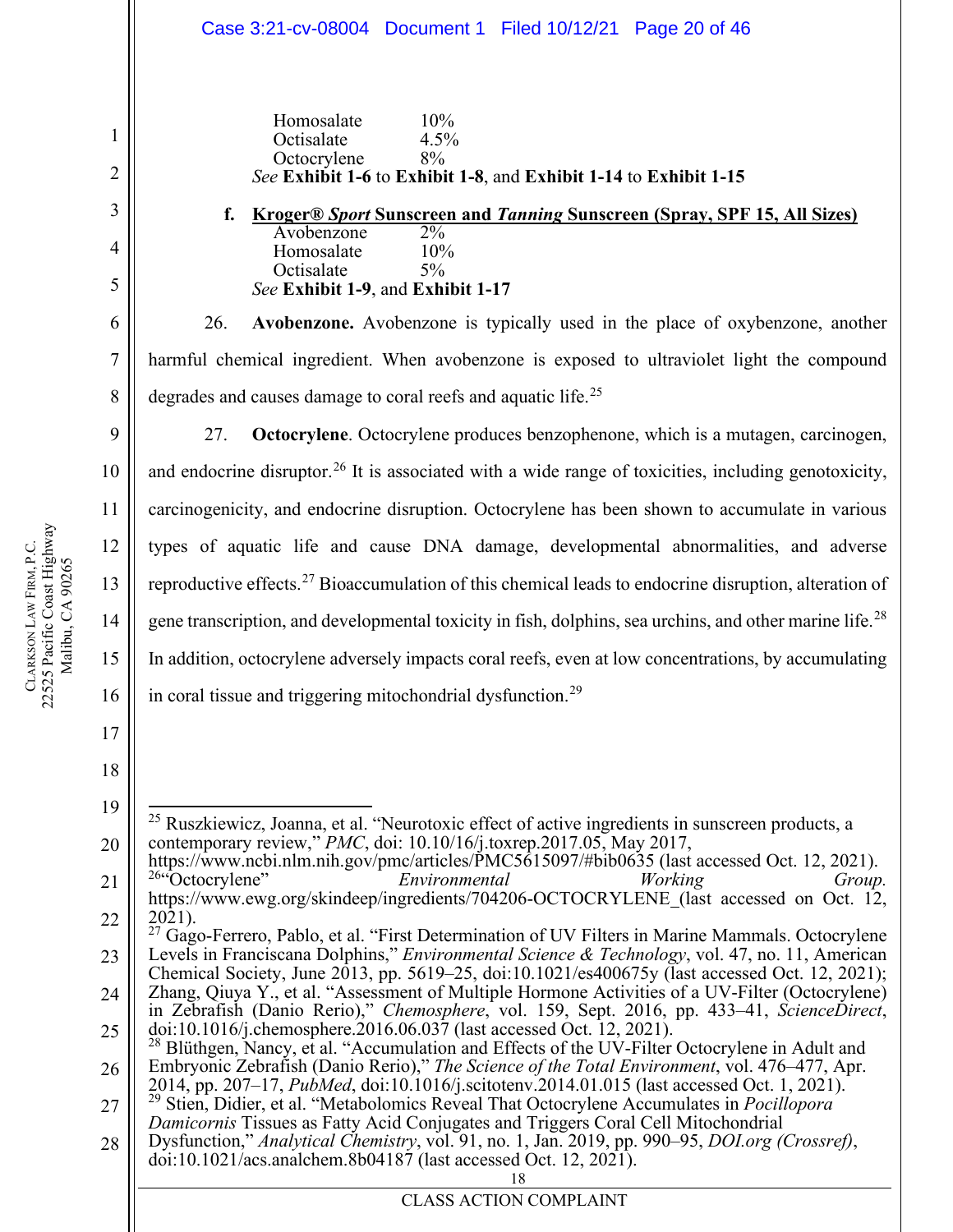| | |
|---|---|
| Homosalate | 10% |
| Octisalate | 4.5% |
| Octocrylene | 8% |

*See* **Exhibit 1-6** to **Exhibit 1-8**, and **Exhibit 1-14** to **Exhibit 1-15**

**f. <u>Kroger® *Sport* Sunscreen and *Tanning* Sunscreen (Spray, SPF 15, All Sizes)</u>**

| | |
|---|---|
| Avobenzone | 2% |
| Homosalate | 10% |
| Octisalate | 5% |

*See* **Exhibit 1-9**, and **Exhibit 1-17**

26. **Avobenzone.** Avobenzone is typically used in the place of oxybenzone, another harmful chemical ingredient. When avobenzone is exposed to ultraviolet light the compound degrades and causes damage to coral reefs and aquatic life.[25]

27. **Octocrylene**. Octocrylene produces benzophenone, which is a mutagen, carcinogen, and endocrine disruptor.[26] It is associated with a wide range of toxicities, including genotoxicity, carcinogenicity, and endocrine disruption. Octocrylene has been shown to accumulate in various types of aquatic life and cause DNA damage, developmental abnormalities, and adverse reproductive effects.[27] Bioaccumulation of this chemical leads to endocrine disruption, alteration of gene transcription, and developmental toxicity in fish, dolphins, sea urchins, and other marine life.[28] In addition, octocrylene adversely impacts coral reefs, even at low concentrations, by accumulating in coral tissue and triggering mitochondrial dysfunction.[29]

---

[25] Ruszkiewicz, Joanna, et al. "Neurotoxic effect of active ingredients in sunscreen products, a contemporary review," *PMC*, doi: 10.10/16/j.toxrep.2017.05, May 2017, https://www.ncbi.nlm.nih.gov/pmc/articles/PMC5615097/#bib0635 (last accessed Oct. 12, 2021).

[26] "Octocrylene" *Environmental Working Group.* https://www.ewg.org/skindeep/ingredients/704206-OCTOCRYLENE_(last accessed on Oct. 12, 2021).

[27] Gago-Ferrero, Pablo, et al. "First Determination of UV Filters in Marine Mammals. Octocrylene Levels in Franciscana Dolphins," *Environmental Science & Technology*, vol. 47, no. 11, American Chemical Society, June 2013, pp. 5619–25, doi:10.1021/es400675y (last accessed Oct. 12, 2021); Zhang, Qiuya Y., et al. "Assessment of Multiple Hormone Activities of a UV-Filter (Octocrylene) in Zebrafish (Danio Rerio)," *Chemosphere*, vol. 159, Sept. 2016, pp. 433–41, *ScienceDirect*, doi:10.1016/j.chemosphere.2016.06.037 (last accessed Oct. 12, 2021).

[28] Blüthgen, Nancy, et al. "Accumulation and Effects of the UV-Filter Octocrylene in Adult and Embryonic Zebrafish (Danio Rerio)," *The Science of the Total Environment*, vol. 476–477, Apr. 2014, pp. 207–17, *PubMed*, doi:10.1016/j.scitotenv.2014.01.015 (last accessed Oct. 1, 2021).

[29] Stien, Didier, et al. "Metabolomics Reveal That Octocrylene Accumulates in *Pocillopora Damicornis* Tissues as Fatty Acid Conjugates and Triggers Coral Cell Mitochondrial Dysfunction," *Analytical Chemistry*, vol. 91, no. 1, Jan. 2019, pp. 990–95, *DOI.org (Crossref)*, doi:10.1021/acs.analchem.8b04187 (last accessed Oct. 12, 2021).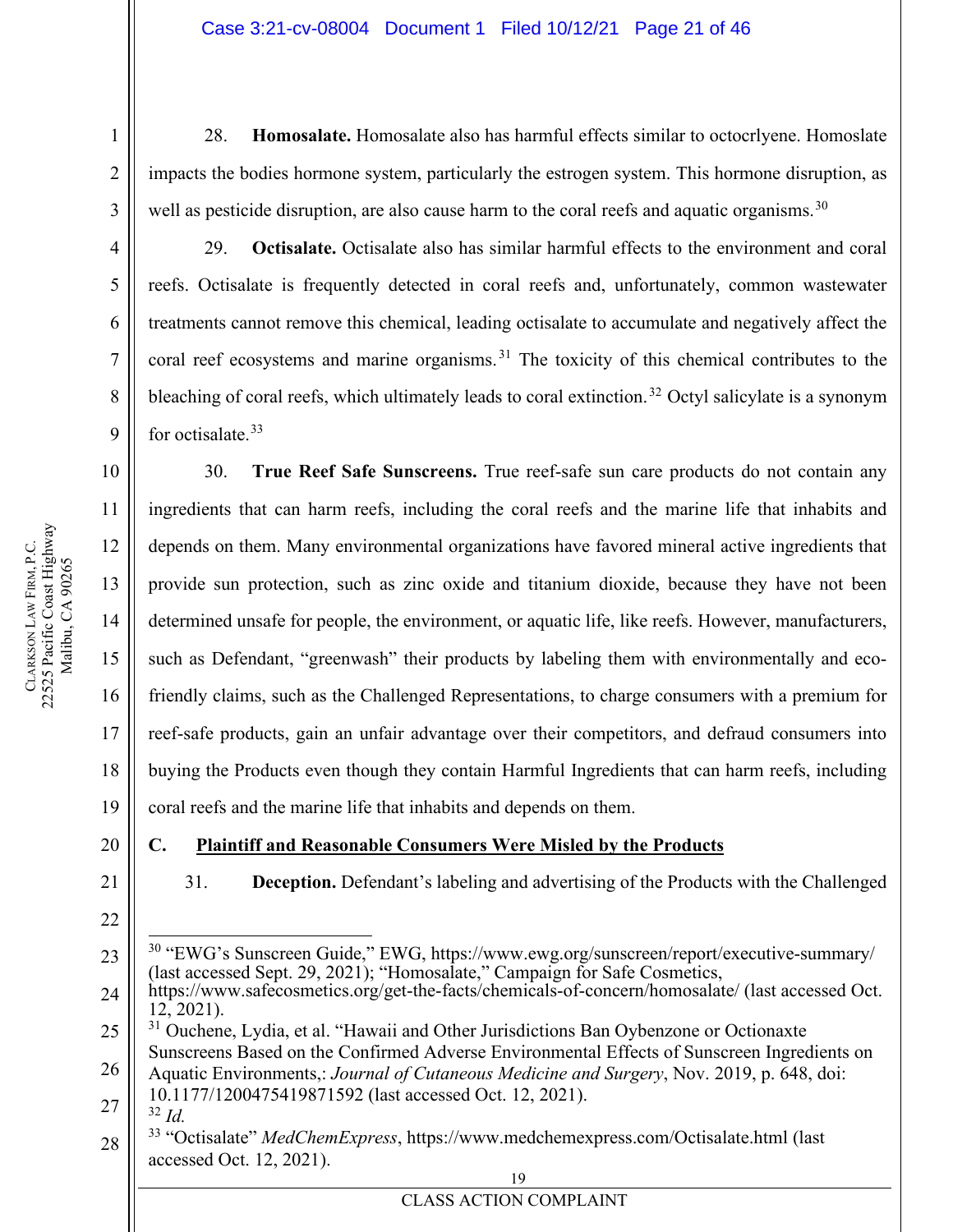28. **Homosalate.** Homosalate also has harmful effects similar to octocrlyene. Homoslate impacts the bodies hormone system, particularly the estrogen system. This hormone disruption, as well as pesticide disruption, are also cause harm to the coral reefs and aquatic organisms.[30]

29. **Octisalate.** Octisalate also has similar harmful effects to the environment and coral reefs. Octisalate is frequently detected in coral reefs and, unfortunately, common wastewater treatments cannot remove this chemical, leading octisalate to accumulate and negatively affect the coral reef ecosystems and marine organisms.[31] The toxicity of this chemical contributes to the bleaching of coral reefs, which ultimately leads to coral extinction.[32] Octyl salicylate is a synonym for octisalate.[33]

30. **True Reef Safe Sunscreens.** True reef-safe sun care products do not contain any ingredients that can harm reefs, including the coral reefs and the marine life that inhabits and depends on them. Many environmental organizations have favored mineral active ingredients that provide sun protection, such as zinc oxide and titanium dioxide, because they have not been determined unsafe for people, the environment, or aquatic life, like reefs. However, manufacturers, such as Defendant, "greenwash" their products by labeling them with environmentally and eco-friendly claims, such as the Challenged Representations, to charge consumers with a premium for reef-safe products, gain an unfair advantage over their competitors, and defraud consumers into buying the Products even though they contain Harmful Ingredients that can harm reefs, including coral reefs and the marine life that inhabits and depends on them.

### C. <u>Plaintiff and Reasonable Consumers Were Misled by the Products</u>

31. **Deception.** Defendant's labeling and advertising of the Products with the Challenged

---

[30] "EWG's Sunscreen Guide," EWG, https://www.ewg.org/sunscreen/report/executive-summary/ (last accessed Sept. 29, 2021); "Homosalate," Campaign for Safe Cosmetics, https://www.safecosmetics.org/get-the-facts/chemicals-of-concern/homosalate/ (last accessed Oct. 12, 2021).

[31] Ouchene, Lydia, et al. "Hawaii and Other Jurisdictions Ban Oybenzone or Octionaxte Sunscreens Based on the Confirmed Adverse Environmental Effects of Sunscreen Ingredients on Aquatic Environments,: *Journal of Cutaneous Medicine and Surgery*, Nov. 2019, p. 648, doi: 10.1177/1200475419871592 (last accessed Oct. 12, 2021).

[32] *Id.*

[33] "Octisalate" *MedChemExpress*, https://www.medchemexpress.com/Octisalate.html (last accessed Oct. 12, 2021).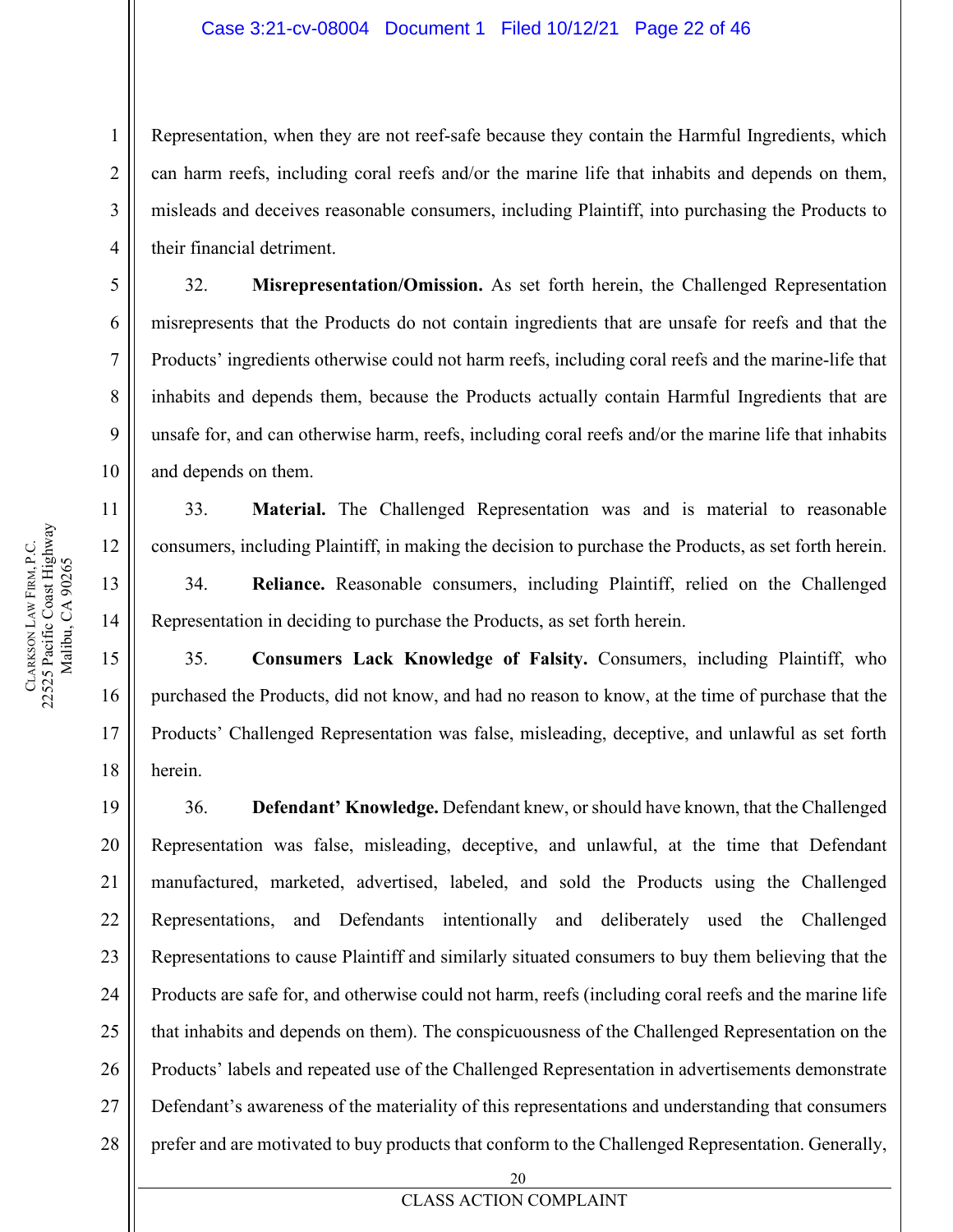Representation, when they are not reef-safe because they contain the Harmful Ingredients, which can harm reefs, including coral reefs and/or the marine life that inhabits and depends on them, misleads and deceives reasonable consumers, including Plaintiff, into purchasing the Products to their financial detriment.

32. **Misrepresentation/Omission.** As set forth herein, the Challenged Representation misrepresents that the Products do not contain ingredients that are unsafe for reefs and that the Products' ingredients otherwise could not harm reefs, including coral reefs and the marine-life that inhabits and depends them, because the Products actually contain Harmful Ingredients that are unsafe for, and can otherwise harm, reefs, including coral reefs and/or the marine life that inhabits and depends on them.

33. **Material.** The Challenged Representation was and is material to reasonable consumers, including Plaintiff, in making the decision to purchase the Products, as set forth herein.

34. **Reliance.** Reasonable consumers, including Plaintiff, relied on the Challenged Representation in deciding to purchase the Products, as set forth herein.

35. **Consumers Lack Knowledge of Falsity.** Consumers, including Plaintiff, who purchased the Products, did not know, and had no reason to know, at the time of purchase that the Products' Challenged Representation was false, misleading, deceptive, and unlawful as set forth herein.

36. **Defendant' Knowledge.** Defendant knew, or should have known, that the Challenged Representation was false, misleading, deceptive, and unlawful, at the time that Defendant manufactured, marketed, advertised, labeled, and sold the Products using the Challenged Representations, and Defendants intentionally and deliberately used the Challenged Representations to cause Plaintiff and similarly situated consumers to buy them believing that the Products are safe for, and otherwise could not harm, reefs (including coral reefs and the marine life that inhabits and depends on them). The conspicuousness of the Challenged Representation on the Products' labels and repeated use of the Challenged Representation in advertisements demonstrate Defendant's awareness of the materiality of this representations and understanding that consumers prefer and are motivated to buy products that conform to the Challenged Representation. Generally,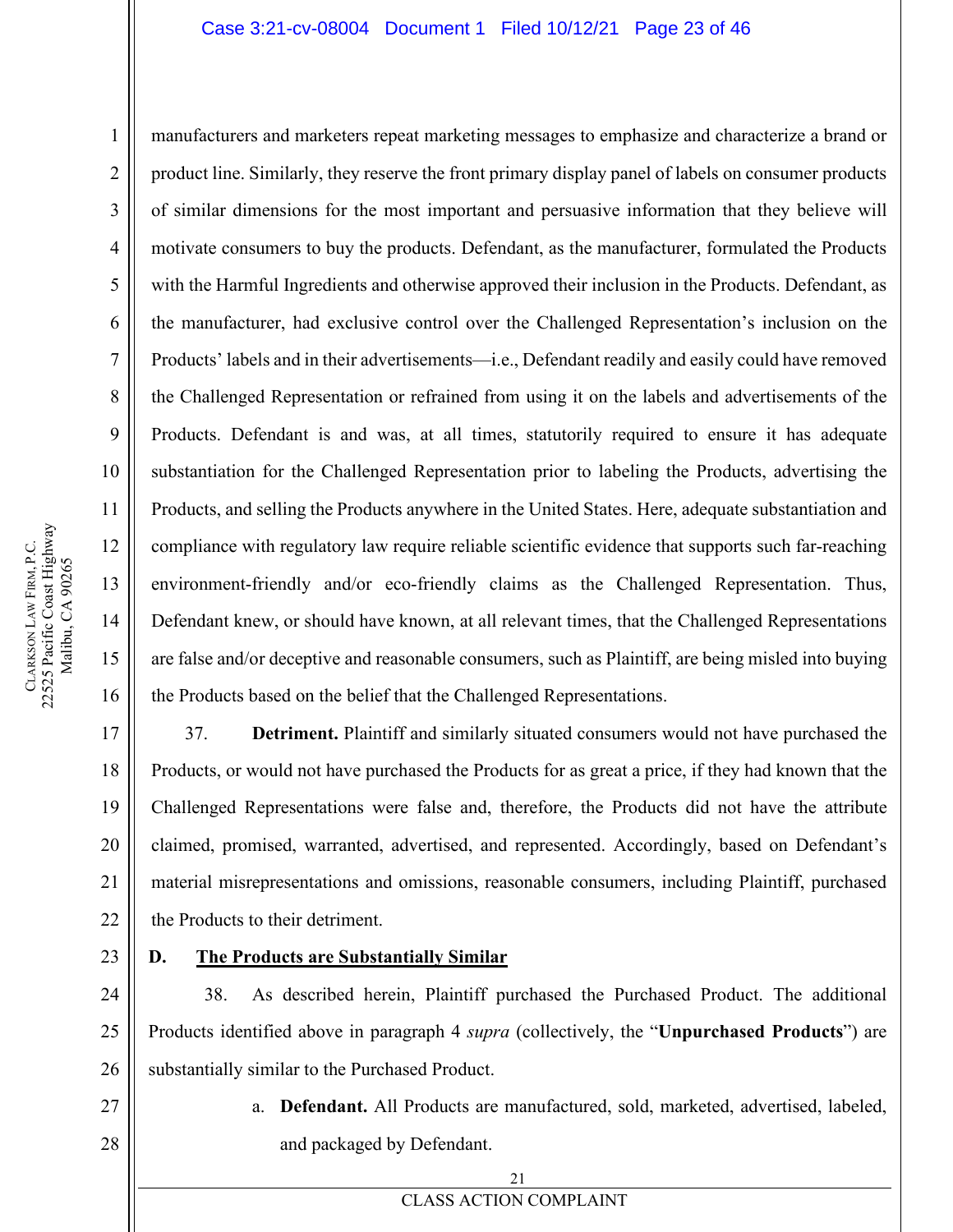manufacturers and marketers repeat marketing messages to emphasize and characterize a brand or product line. Similarly, they reserve the front primary display panel of labels on consumer products of similar dimensions for the most important and persuasive information that they believe will motivate consumers to buy the products. Defendant, as the manufacturer, formulated the Products with the Harmful Ingredients and otherwise approved their inclusion in the Products. Defendant, as the manufacturer, had exclusive control over the Challenged Representation's inclusion on the Products' labels and in their advertisements—i.e., Defendant readily and easily could have removed the Challenged Representation or refrained from using it on the labels and advertisements of the Products. Defendant is and was, at all times, statutorily required to ensure it has adequate substantiation for the Challenged Representation prior to labeling the Products, advertising the Products, and selling the Products anywhere in the United States. Here, adequate substantiation and compliance with regulatory law require reliable scientific evidence that supports such far-reaching environment-friendly and/or eco-friendly claims as the Challenged Representation. Thus, Defendant knew, or should have known, at all relevant times, that the Challenged Representations are false and/or deceptive and reasonable consumers, such as Plaintiff, are being misled into buying the Products based on the belief that the Challenged Representations.

37. **Detriment.** Plaintiff and similarly situated consumers would not have purchased the Products, or would not have purchased the Products for as great a price, if they had known that the Challenged Representations were false and, therefore, the Products did not have the attribute claimed, promised, warranted, advertised, and represented. Accordingly, based on Defendant's material misrepresentations and omissions, reasonable consumers, including Plaintiff, purchased the Products to their detriment.

**D. The Products are Substantially Similar**

38. As described herein, Plaintiff purchased the Purchased Product. The additional Products identified above in paragraph 4 *supra* (collectively, the "**Unpurchased Products**") are substantially similar to the Purchased Product.

a. **Defendant.** All Products are manufactured, sold, marketed, advertised, labeled, and packaged by Defendant.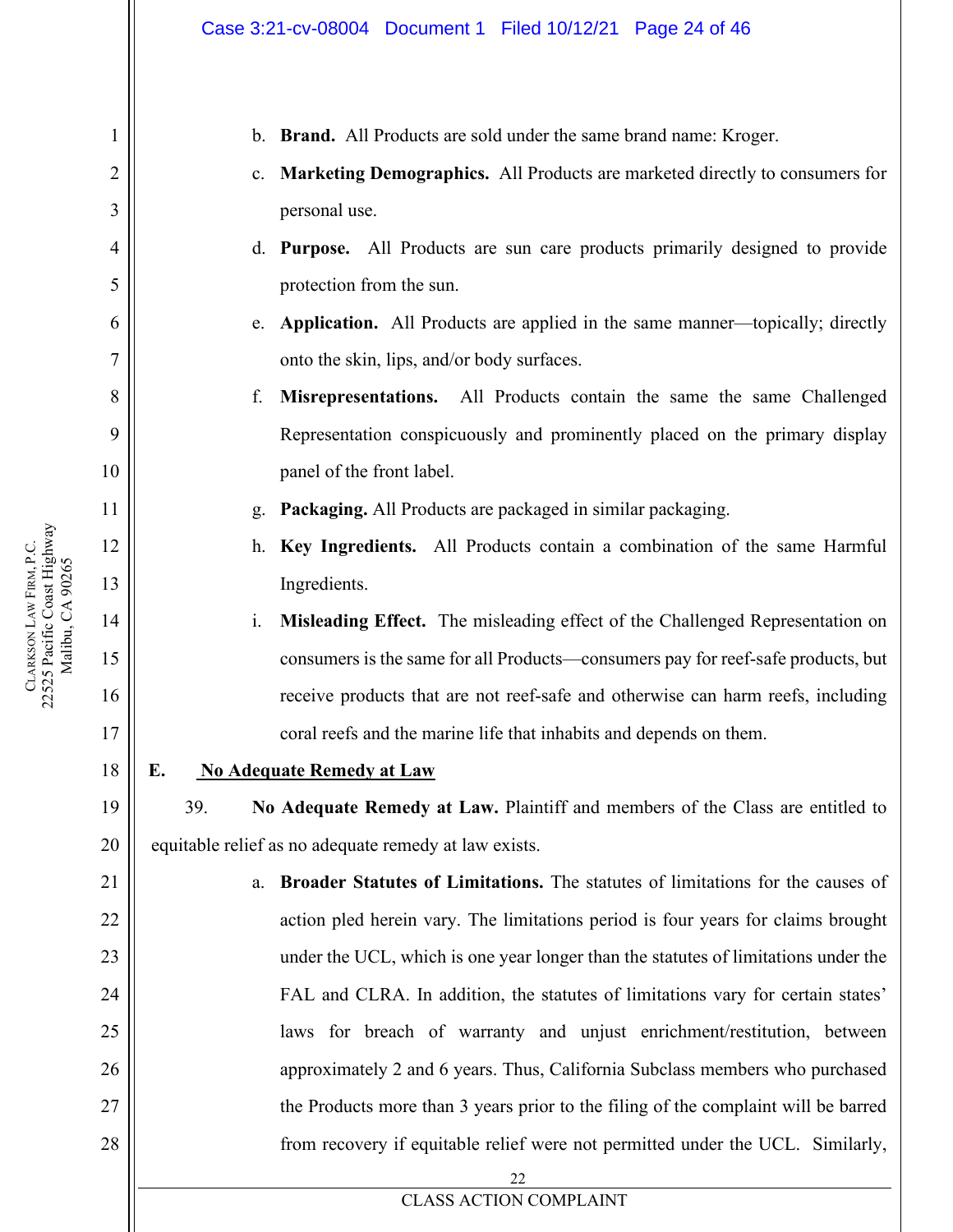b. **Brand.** All Products are sold under the same brand name: Kroger.

c. **Marketing Demographics.** All Products are marketed directly to consumers for personal use.

d. **Purpose.** All Products are sun care products primarily designed to provide protection from the sun.

e. **Application.** All Products are applied in the same manner—topically; directly onto the skin, lips, and/or body surfaces.

f. **Misrepresentations.** All Products contain the same the same Challenged Representation conspicuously and prominently placed on the primary display panel of the front label.

g. **Packaging.** All Products are packaged in similar packaging.

h. **Key Ingredients.** All Products contain a combination of the same Harmful Ingredients.

i. **Misleading Effect.** The misleading effect of the Challenged Representation on consumers is the same for all Products—consumers pay for reef-safe products, but receive products that are not reef-safe and otherwise can harm reefs, including coral reefs and the marine life that inhabits and depends on them.

**E. <u>No Adequate Remedy at Law</u>**

39. **No Adequate Remedy at Law.** Plaintiff and members of the Class are entitled to equitable relief as no adequate remedy at law exists.

a. **Broader Statutes of Limitations.** The statutes of limitations for the causes of action pled herein vary. The limitations period is four years for claims brought under the UCL, which is one year longer than the statutes of limitations under the FAL and CLRA. In addition, the statutes of limitations vary for certain states' laws for breach of warranty and unjust enrichment/restitution, between approximately 2 and 6 years. Thus, California Subclass members who purchased the Products more than 3 years prior to the filing of the complaint will be barred from recovery if equitable relief were not permitted under the UCL. Similarly,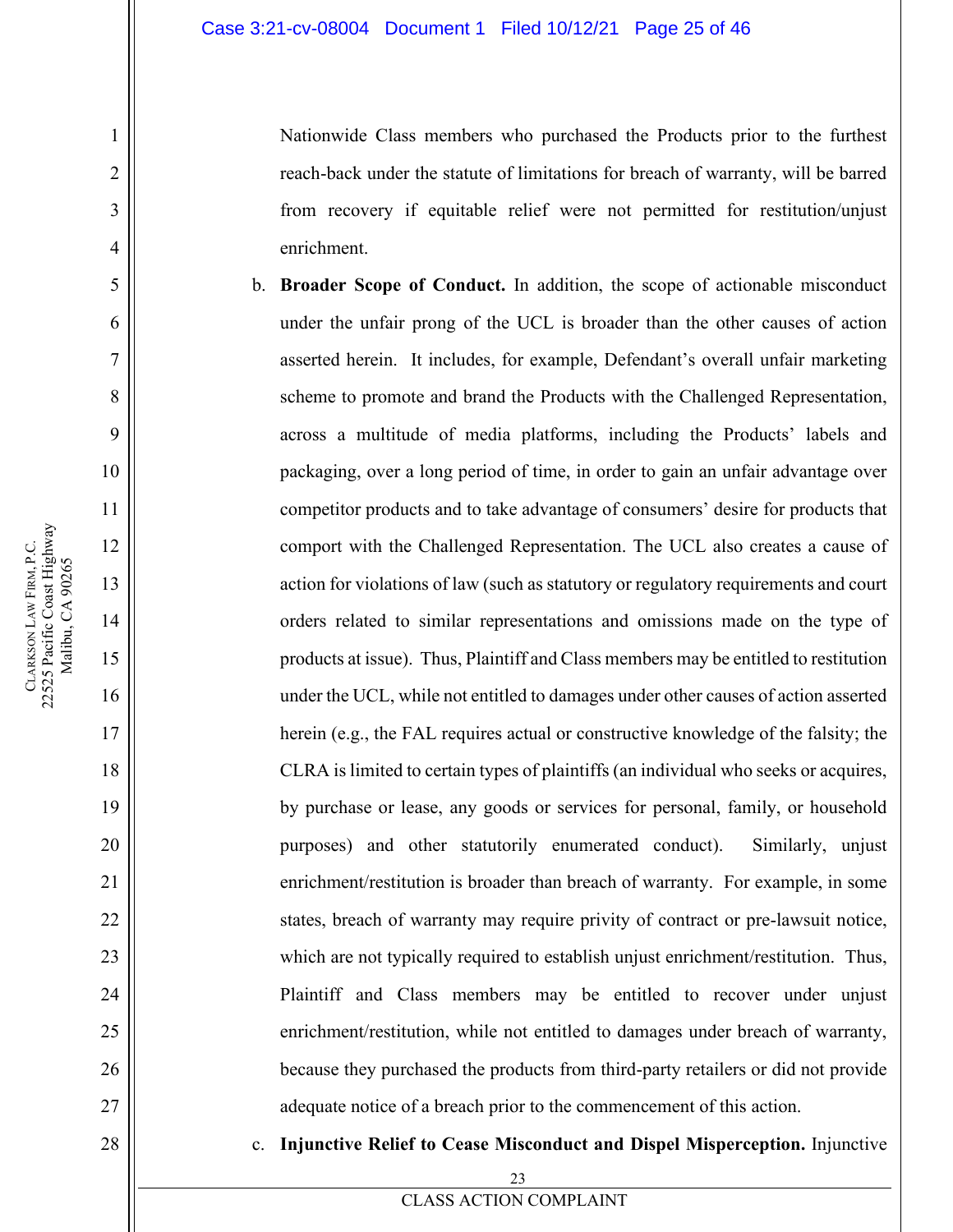Nationwide Class members who purchased the Products prior to the furthest reach-back under the statute of limitations for breach of warranty, will be barred from recovery if equitable relief were not permitted for restitution/unjust enrichment.

b. **Broader Scope of Conduct.** In addition, the scope of actionable misconduct under the unfair prong of the UCL is broader than the other causes of action asserted herein. It includes, for example, Defendant's overall unfair marketing scheme to promote and brand the Products with the Challenged Representation, across a multitude of media platforms, including the Products' labels and packaging, over a long period of time, in order to gain an unfair advantage over competitor products and to take advantage of consumers' desire for products that comport with the Challenged Representation. The UCL also creates a cause of action for violations of law (such as statutory or regulatory requirements and court orders related to similar representations and omissions made on the type of products at issue). Thus, Plaintiff and Class members may be entitled to restitution under the UCL, while not entitled to damages under other causes of action asserted herein (e.g., the FAL requires actual or constructive knowledge of the falsity; the CLRA is limited to certain types of plaintiffs (an individual who seeks or acquires, by purchase or lease, any goods or services for personal, family, or household purposes) and other statutorily enumerated conduct). Similarly, unjust enrichment/restitution is broader than breach of warranty. For example, in some states, breach of warranty may require privity of contract or pre-lawsuit notice, which are not typically required to establish unjust enrichment/restitution. Thus, Plaintiff and Class members may be entitled to recover under unjust enrichment/restitution, while not entitled to damages under breach of warranty, because they purchased the products from third-party retailers or did not provide adequate notice of a breach prior to the commencement of this action.

c. **Injunctive Relief to Cease Misconduct and Dispel Misperception.** Injunctive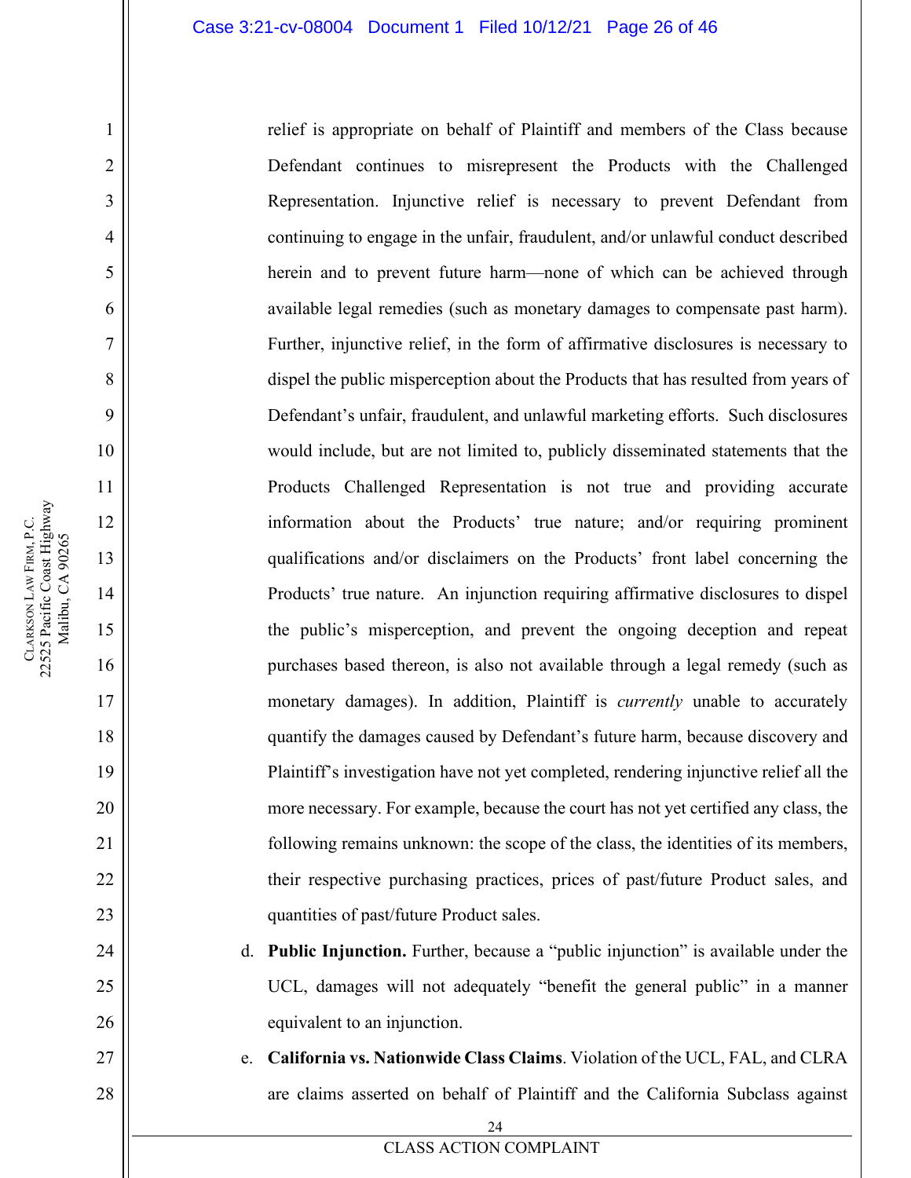relief is appropriate on behalf of Plaintiff and members of the Class because Defendant continues to misrepresent the Products with the Challenged Representation. Injunctive relief is necessary to prevent Defendant from continuing to engage in the unfair, fraudulent, and/or unlawful conduct described herein and to prevent future harm—none of which can be achieved through available legal remedies (such as monetary damages to compensate past harm). Further, injunctive relief, in the form of affirmative disclosures is necessary to dispel the public misperception about the Products that has resulted from years of Defendant's unfair, fraudulent, and unlawful marketing efforts. Such disclosures would include, but are not limited to, publicly disseminated statements that the Products Challenged Representation is not true and providing accurate information about the Products' true nature; and/or requiring prominent qualifications and/or disclaimers on the Products' front label concerning the Products' true nature. An injunction requiring affirmative disclosures to dispel the public's misperception, and prevent the ongoing deception and repeat purchases based thereon, is also not available through a legal remedy (such as monetary damages). In addition, Plaintiff is *currently* unable to accurately quantify the damages caused by Defendant's future harm, because discovery and Plaintiff's investigation have not yet completed, rendering injunctive relief all the more necessary. For example, because the court has not yet certified any class, the following remains unknown: the scope of the class, the identities of its members, their respective purchasing practices, prices of past/future Product sales, and quantities of past/future Product sales.

d. **Public Injunction.** Further, because a "public injunction" is available under the UCL, damages will not adequately "benefit the general public" in a manner equivalent to an injunction.

e. **California vs. Nationwide Class Claims**. Violation of the UCL, FAL, and CLRA are claims asserted on behalf of Plaintiff and the California Subclass against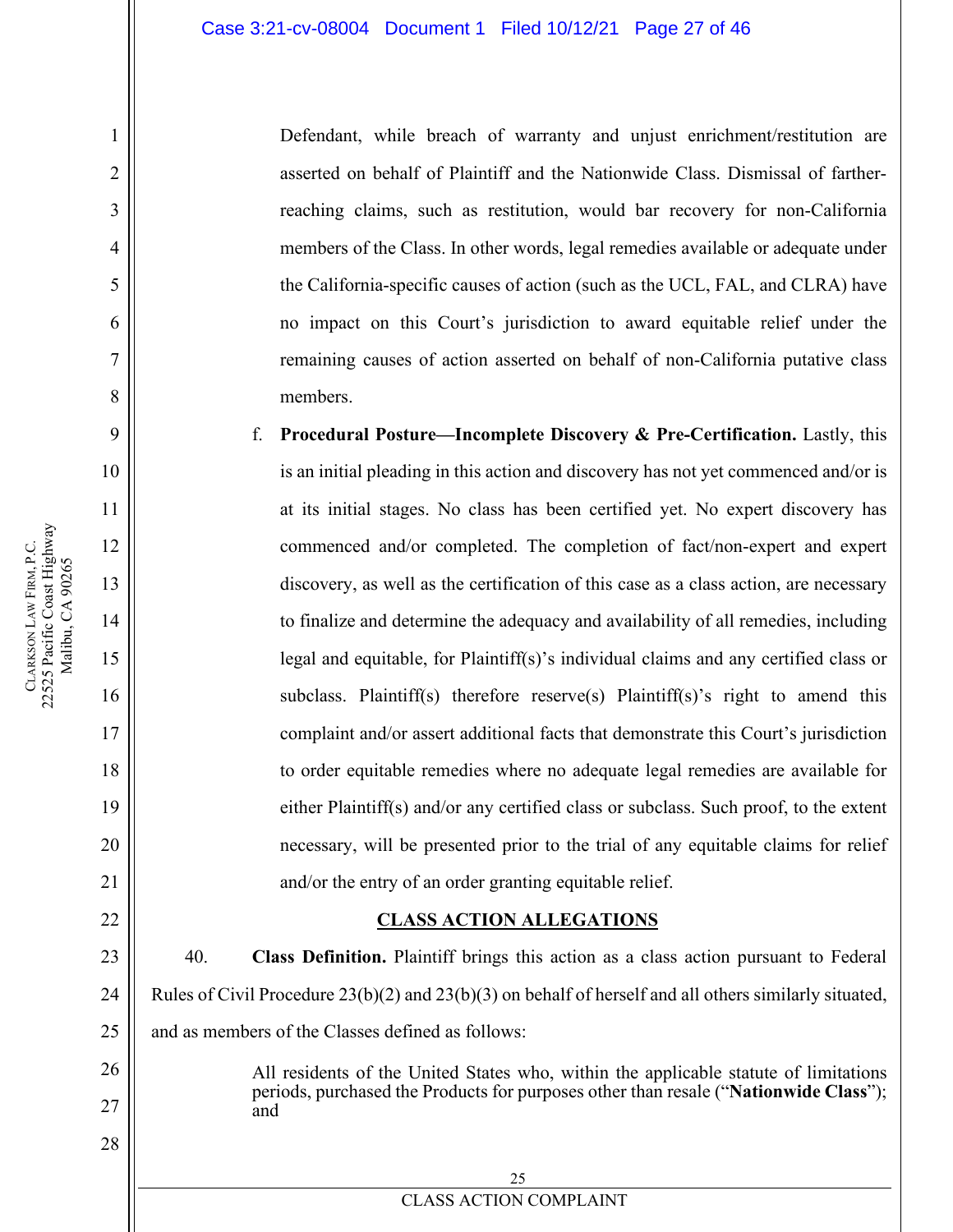Defendant, while breach of warranty and unjust enrichment/restitution are asserted on behalf of Plaintiff and the Nationwide Class. Dismissal of farther-reaching claims, such as restitution, would bar recovery for non-California members of the Class. In other words, legal remedies available or adequate under the California-specific causes of action (such as the UCL, FAL, and CLRA) have no impact on this Court's jurisdiction to award equitable relief under the remaining causes of action asserted on behalf of non-California putative class members.

f. **Procedural Posture—Incomplete Discovery & Pre-Certification.** Lastly, this is an initial pleading in this action and discovery has not yet commenced and/or is at its initial stages. No class has been certified yet. No expert discovery has commenced and/or completed. The completion of fact/non-expert and expert discovery, as well as the certification of this case as a class action, are necessary to finalize and determine the adequacy and availability of all remedies, including legal and equitable, for Plaintiff(s)'s individual claims and any certified class or subclass. Plaintiff(s) therefore reserve(s) Plaintiff(s)'s right to amend this complaint and/or assert additional facts that demonstrate this Court's jurisdiction to order equitable remedies where no adequate legal remedies are available for either Plaintiff(s) and/or any certified class or subclass. Such proof, to the extent necessary, will be presented prior to the trial of any equitable claims for relief and/or the entry of an order granting equitable relief.

## CLASS ACTION ALLEGATIONS

40. **Class Definition.** Plaintiff brings this action as a class action pursuant to Federal Rules of Civil Procedure 23(b)(2) and 23(b)(3) on behalf of herself and all others similarly situated, and as members of the Classes defined as follows:

> All residents of the United States who, within the applicable statute of limitations periods, purchased the Products for purposes other than resale ("**Nationwide Class**"); and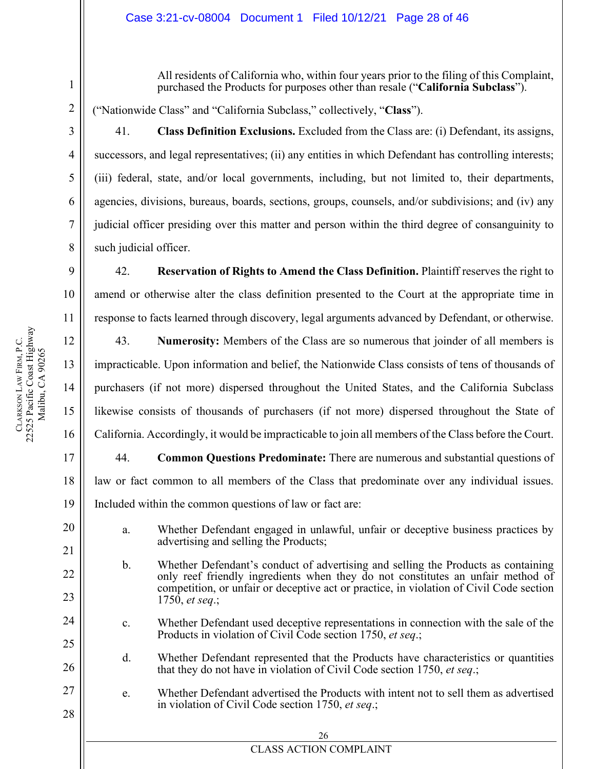All residents of California who, within four years prior to the filing of this Complaint, purchased the Products for purposes other than resale ("**California Subclass**").

("Nationwide Class" and "California Subclass," collectively, "**Class**").

41. **Class Definition Exclusions.** Excluded from the Class are: (i) Defendant, its assigns, successors, and legal representatives; (ii) any entities in which Defendant has controlling interests; (iii) federal, state, and/or local governments, including, but not limited to, their departments, agencies, divisions, bureaus, boards, sections, groups, counsels, and/or subdivisions; and (iv) any judicial officer presiding over this matter and person within the third degree of consanguinity to such judicial officer.

42. **Reservation of Rights to Amend the Class Definition.** Plaintiff reserves the right to amend or otherwise alter the class definition presented to the Court at the appropriate time in response to facts learned through discovery, legal arguments advanced by Defendant, or otherwise.

43. **Numerosity:** Members of the Class are so numerous that joinder of all members is impracticable. Upon information and belief, the Nationwide Class consists of tens of thousands of purchasers (if not more) dispersed throughout the United States, and the California Subclass likewise consists of thousands of purchasers (if not more) dispersed throughout the State of California. Accordingly, it would be impracticable to join all members of the Class before the Court.

44. **Common Questions Predominate:** There are numerous and substantial questions of law or fact common to all members of the Class that predominate over any individual issues. Included within the common questions of law or fact are:

a. Whether Defendant engaged in unlawful, unfair or deceptive business practices by advertising and selling the Products;

b. Whether Defendant's conduct of advertising and selling the Products as containing only reef friendly ingredients when they do not constitutes an unfair method of competition, or unfair or deceptive act or practice, in violation of Civil Code section 1750, *et seq*.;

c. Whether Defendant used deceptive representations in connection with the sale of the Products in violation of Civil Code section 1750, *et seq*.;

d. Whether Defendant represented that the Products have characteristics or quantities that they do not have in violation of Civil Code section 1750, *et seq*.;

e. Whether Defendant advertised the Products with intent not to sell them as advertised in violation of Civil Code section 1750, *et seq*.;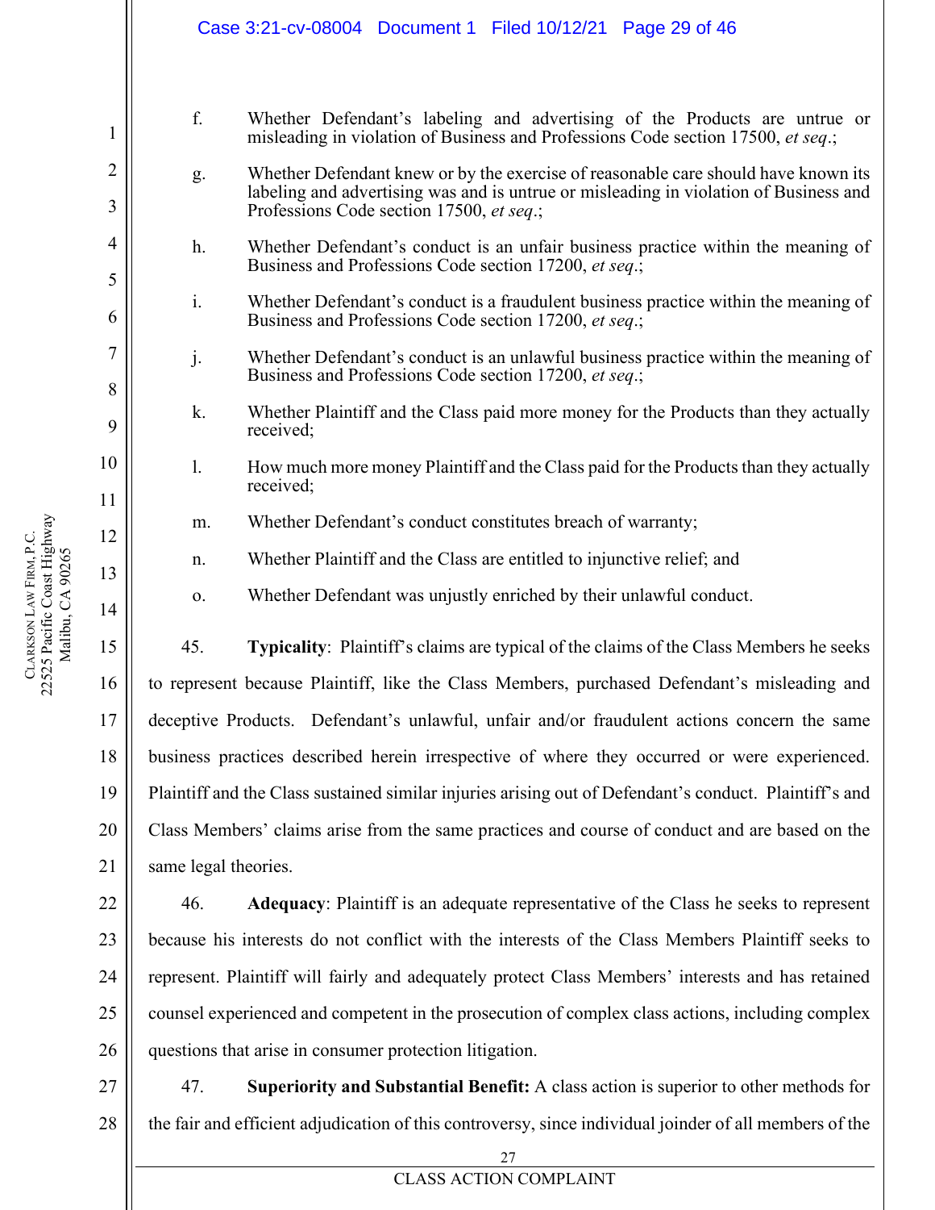f. Whether Defendant's labeling and advertising of the Products are untrue or misleading in violation of Business and Professions Code section 17500, *et seq*.;

g. Whether Defendant knew or by the exercise of reasonable care should have known its labeling and advertising was and is untrue or misleading in violation of Business and Professions Code section 17500, *et seq*.;

h. Whether Defendant's conduct is an unfair business practice within the meaning of Business and Professions Code section 17200, *et seq*.;

i. Whether Defendant's conduct is a fraudulent business practice within the meaning of Business and Professions Code section 17200, *et seq*.;

j. Whether Defendant's conduct is an unlawful business practice within the meaning of Business and Professions Code section 17200, *et seq*.;

k. Whether Plaintiff and the Class paid more money for the Products than they actually received;

l. How much more money Plaintiff and the Class paid for the Products than they actually received;

m. Whether Defendant's conduct constitutes breach of warranty;

n. Whether Plaintiff and the Class are entitled to injunctive relief; and

o. Whether Defendant was unjustly enriched by their unlawful conduct.

45. **Typicality**: Plaintiff's claims are typical of the claims of the Class Members he seeks to represent because Plaintiff, like the Class Members, purchased Defendant's misleading and deceptive Products. Defendant's unlawful, unfair and/or fraudulent actions concern the same business practices described herein irrespective of where they occurred or were experienced. Plaintiff and the Class sustained similar injuries arising out of Defendant's conduct. Plaintiff's and Class Members' claims arise from the same practices and course of conduct and are based on the same legal theories.

46. **Adequacy**: Plaintiff is an adequate representative of the Class he seeks to represent because his interests do not conflict with the interests of the Class Members Plaintiff seeks to represent. Plaintiff will fairly and adequately protect Class Members' interests and has retained counsel experienced and competent in the prosecution of complex class actions, including complex questions that arise in consumer protection litigation.

47. **Superiority and Substantial Benefit:** A class action is superior to other methods for the fair and efficient adjudication of this controversy, since individual joinder of all members of the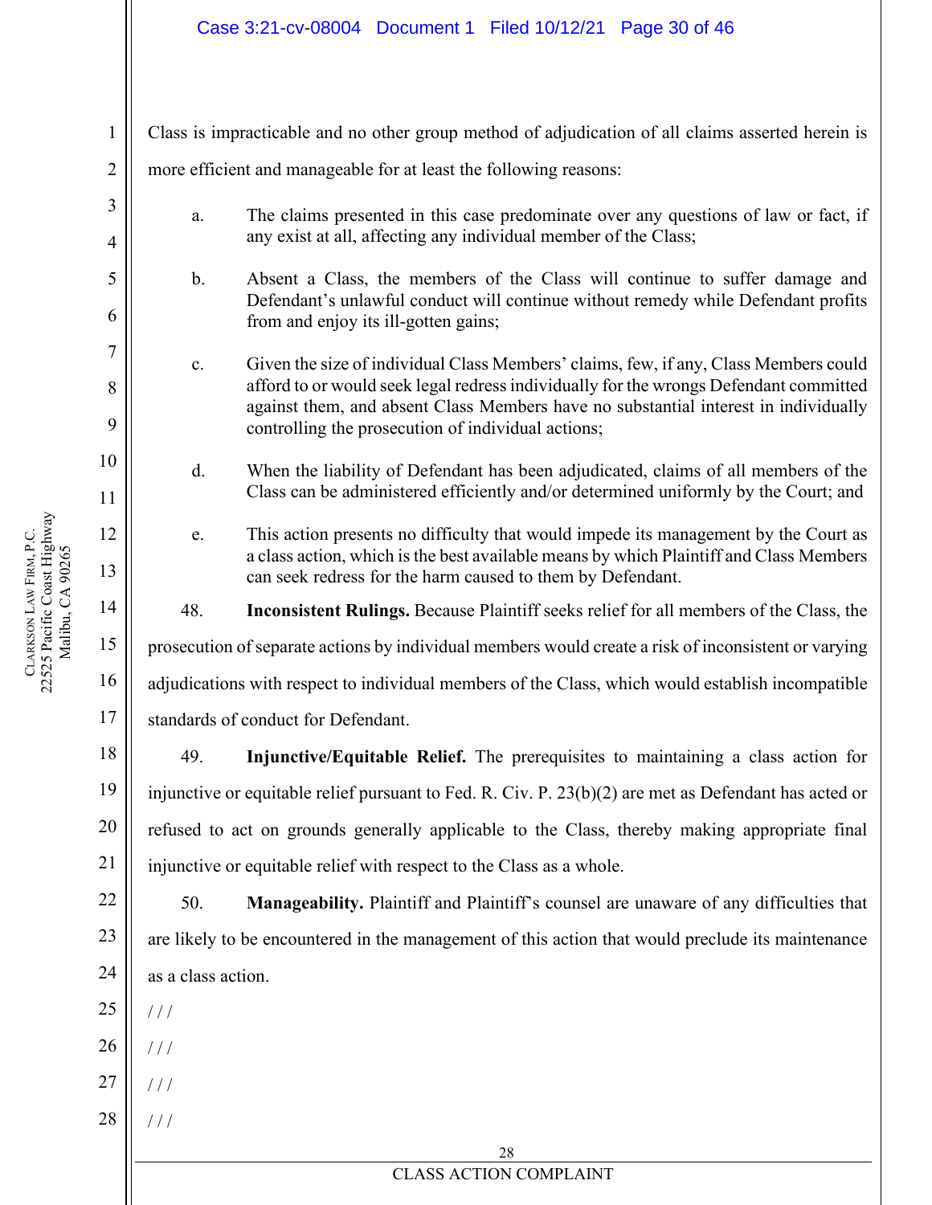Class is impracticable and no other group method of adjudication of all claims asserted herein is more efficient and manageable for at least the following reasons:

a. The claims presented in this case predominate over any questions of law or fact, if any exist at all, affecting any individual member of the Class;

b. Absent a Class, the members of the Class will continue to suffer damage and Defendant's unlawful conduct will continue without remedy while Defendant profits from and enjoy its ill-gotten gains;

c. Given the size of individual Class Members' claims, few, if any, Class Members could afford to or would seek legal redress individually for the wrongs Defendant committed against them, and absent Class Members have no substantial interest in individually controlling the prosecution of individual actions;

d. When the liability of Defendant has been adjudicated, claims of all members of the Class can be administered efficiently and/or determined uniformly by the Court; and

e. This action presents no difficulty that would impede its management by the Court as a class action, which is the best available means by which Plaintiff and Class Members can seek redress for the harm caused to them by Defendant.

48. **Inconsistent Rulings.** Because Plaintiff seeks relief for all members of the Class, the prosecution of separate actions by individual members would create a risk of inconsistent or varying adjudications with respect to individual members of the Class, which would establish incompatible standards of conduct for Defendant.

49. **Injunctive/Equitable Relief.** The prerequisites to maintaining a class action for injunctive or equitable relief pursuant to Fed. R. Civ. P. 23(b)(2) are met as Defendant has acted or refused to act on grounds generally applicable to the Class, thereby making appropriate final injunctive or equitable relief with respect to the Class as a whole.

50. **Manageability.** Plaintiff and Plaintiff's counsel are unaware of any difficulties that are likely to be encountered in the management of this action that would preclude its maintenance as a class action.

/ / /

/ / /

/ / /

/ / /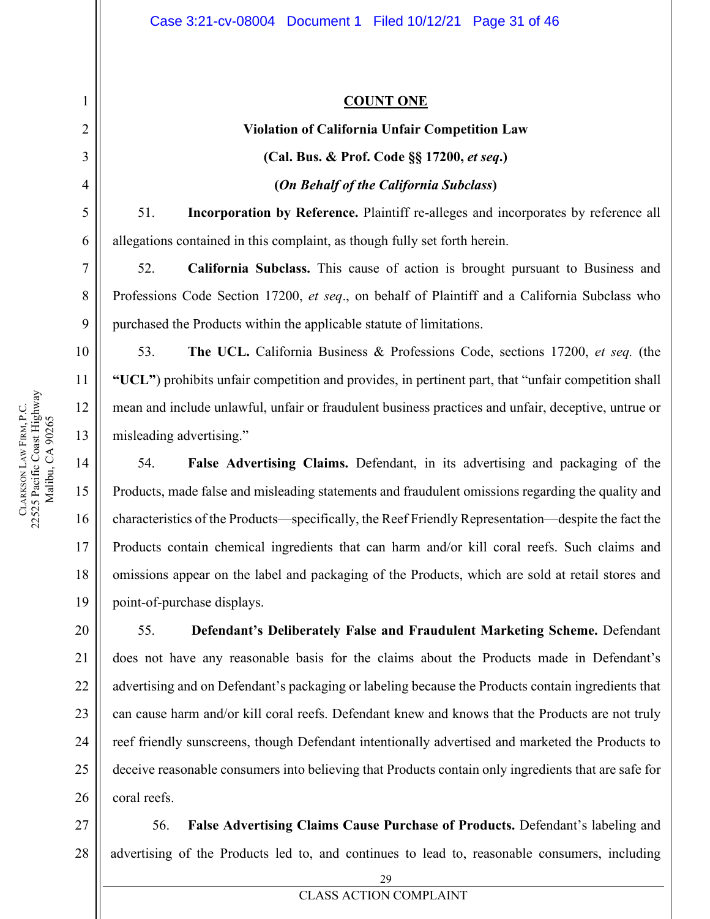**COUNT ONE**

**Violation of California Unfair Competition Law**

**(Cal. Bus. & Prof. Code §§ 17200, *et seq*.)**

**(*On Behalf of the California Subclass*)**

51. **Incorporation by Reference.** Plaintiff re-alleges and incorporates by reference all allegations contained in this complaint, as though fully set forth herein.

52. **California Subclass.** This cause of action is brought pursuant to Business and Professions Code Section 17200, *et seq*., on behalf of Plaintiff and a California Subclass who purchased the Products within the applicable statute of limitations.

53. **The UCL.** California Business & Professions Code, sections 17200, *et seq.* (the **"UCL"**) prohibits unfair competition and provides, in pertinent part, that "unfair competition shall mean and include unlawful, unfair or fraudulent business practices and unfair, deceptive, untrue or misleading advertising."

54. **False Advertising Claims.** Defendant, in its advertising and packaging of the Products, made false and misleading statements and fraudulent omissions regarding the quality and characteristics of the Products—specifically, the Reef Friendly Representation—despite the fact the Products contain chemical ingredients that can harm and/or kill coral reefs. Such claims and omissions appear on the label and packaging of the Products, which are sold at retail stores and point-of-purchase displays.

55. **Defendant's Deliberately False and Fraudulent Marketing Scheme.** Defendant does not have any reasonable basis for the claims about the Products made in Defendant's advertising and on Defendant's packaging or labeling because the Products contain ingredients that can cause harm and/or kill coral reefs. Defendant knew and knows that the Products are not truly reef friendly sunscreens, though Defendant intentionally advertised and marketed the Products to deceive reasonable consumers into believing that Products contain only ingredients that are safe for coral reefs.

56. **False Advertising Claims Cause Purchase of Products.** Defendant's labeling and advertising of the Products led to, and continues to lead to, reasonable consumers, including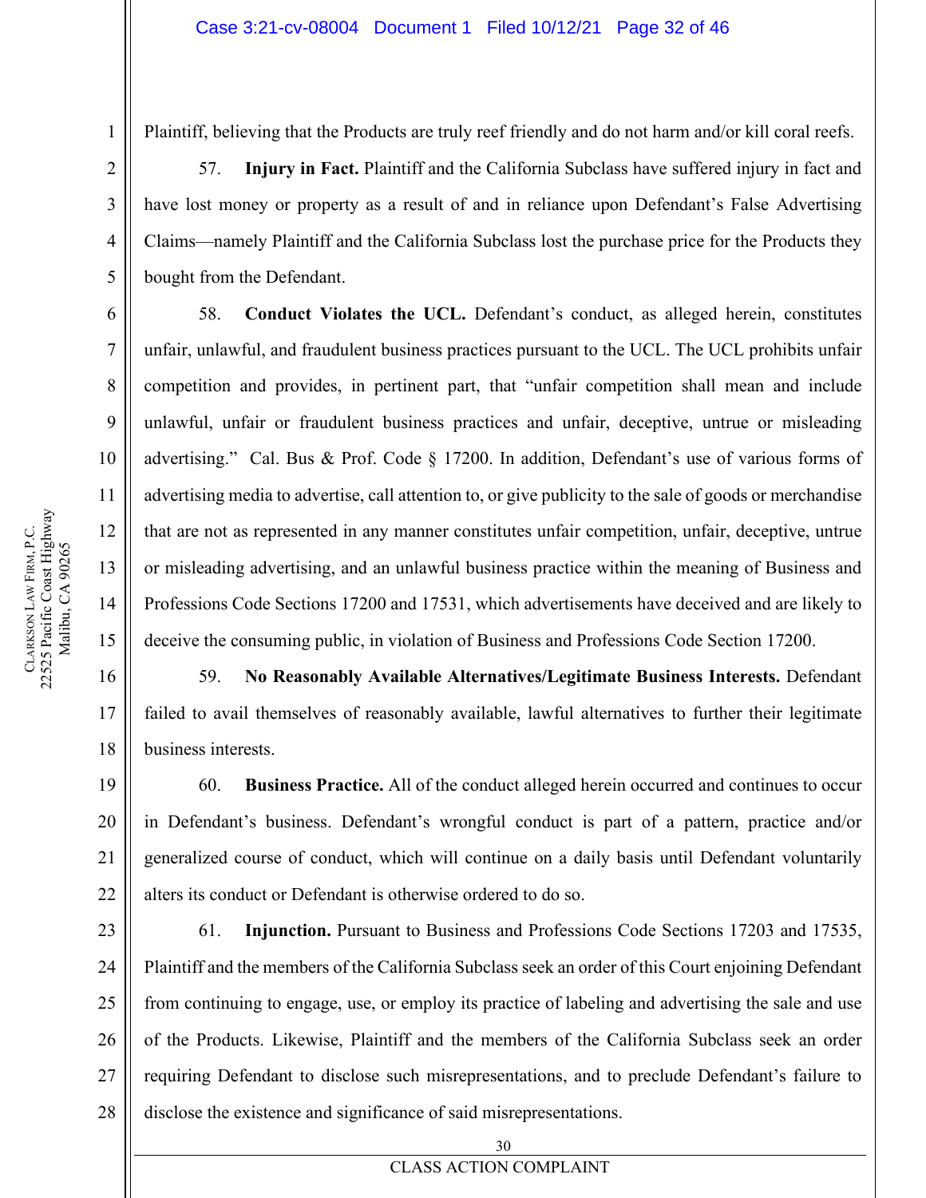Plaintiff, believing that the Products are truly reef friendly and do not harm and/or kill coral reefs.

57. **Injury in Fact.** Plaintiff and the California Subclass have suffered injury in fact and have lost money or property as a result of and in reliance upon Defendant's False Advertising Claims—namely Plaintiff and the California Subclass lost the purchase price for the Products they bought from the Defendant.

58. **Conduct Violates the UCL.** Defendant's conduct, as alleged herein, constitutes unfair, unlawful, and fraudulent business practices pursuant to the UCL. The UCL prohibits unfair competition and provides, in pertinent part, that "unfair competition shall mean and include unlawful, unfair or fraudulent business practices and unfair, deceptive, untrue or misleading advertising." Cal. Bus & Prof. Code § 17200. In addition, Defendant's use of various forms of advertising media to advertise, call attention to, or give publicity to the sale of goods or merchandise that are not as represented in any manner constitutes unfair competition, unfair, deceptive, untrue or misleading advertising, and an unlawful business practice within the meaning of Business and Professions Code Sections 17200 and 17531, which advertisements have deceived and are likely to deceive the consuming public, in violation of Business and Professions Code Section 17200.

59. **No Reasonably Available Alternatives/Legitimate Business Interests.** Defendant failed to avail themselves of reasonably available, lawful alternatives to further their legitimate business interests.

60. **Business Practice.** All of the conduct alleged herein occurred and continues to occur in Defendant's business. Defendant's wrongful conduct is part of a pattern, practice and/or generalized course of conduct, which will continue on a daily basis until Defendant voluntarily alters its conduct or Defendant is otherwise ordered to do so.

61. **Injunction.** Pursuant to Business and Professions Code Sections 17203 and 17535, Plaintiff and the members of the California Subclass seek an order of this Court enjoining Defendant from continuing to engage, use, or employ its practice of labeling and advertising the sale and use of the Products. Likewise, Plaintiff and the members of the California Subclass seek an order requiring Defendant to disclose such misrepresentations, and to preclude Defendant's failure to disclose the existence and significance of said misrepresentations.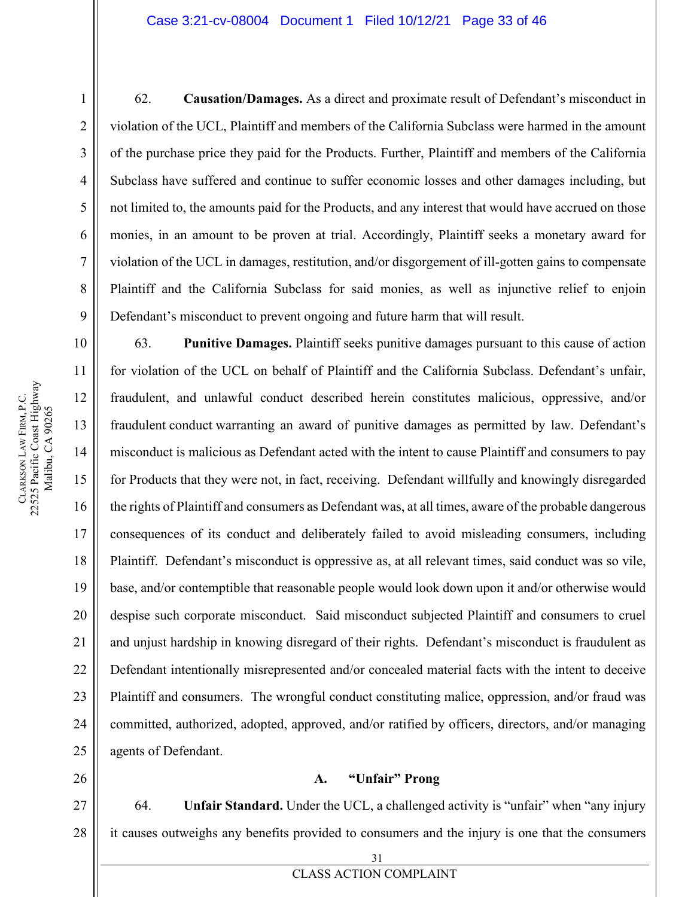62. **Causation/Damages.** As a direct and proximate result of Defendant's misconduct in violation of the UCL, Plaintiff and members of the California Subclass were harmed in the amount of the purchase price they paid for the Products. Further, Plaintiff and members of the California Subclass have suffered and continue to suffer economic losses and other damages including, but not limited to, the amounts paid for the Products, and any interest that would have accrued on those monies, in an amount to be proven at trial. Accordingly, Plaintiff seeks a monetary award for violation of the UCL in damages, restitution, and/or disgorgement of ill-gotten gains to compensate Plaintiff and the California Subclass for said monies, as well as injunctive relief to enjoin Defendant's misconduct to prevent ongoing and future harm that will result.

63. **Punitive Damages.** Plaintiff seeks punitive damages pursuant to this cause of action for violation of the UCL on behalf of Plaintiff and the California Subclass. Defendant's unfair, fraudulent, and unlawful conduct described herein constitutes malicious, oppressive, and/or fraudulent conduct warranting an award of punitive damages as permitted by law. Defendant's misconduct is malicious as Defendant acted with the intent to cause Plaintiff and consumers to pay for Products that they were not, in fact, receiving. Defendant willfully and knowingly disregarded the rights of Plaintiff and consumers as Defendant was, at all times, aware of the probable dangerous consequences of its conduct and deliberately failed to avoid misleading consumers, including Plaintiff. Defendant's misconduct is oppressive as, at all relevant times, said conduct was so vile, base, and/or contemptible that reasonable people would look down upon it and/or otherwise would despise such corporate misconduct. Said misconduct subjected Plaintiff and consumers to cruel and unjust hardship in knowing disregard of their rights. Defendant's misconduct is fraudulent as Defendant intentionally misrepresented and/or concealed material facts with the intent to deceive Plaintiff and consumers. The wrongful conduct constituting malice, oppression, and/or fraud was committed, authorized, adopted, approved, and/or ratified by officers, directors, and/or managing agents of Defendant.

### A. "Unfair" Prong

64. **Unfair Standard.** Under the UCL, a challenged activity is "unfair" when "any injury it causes outweighs any benefits provided to consumers and the injury is one that the consumers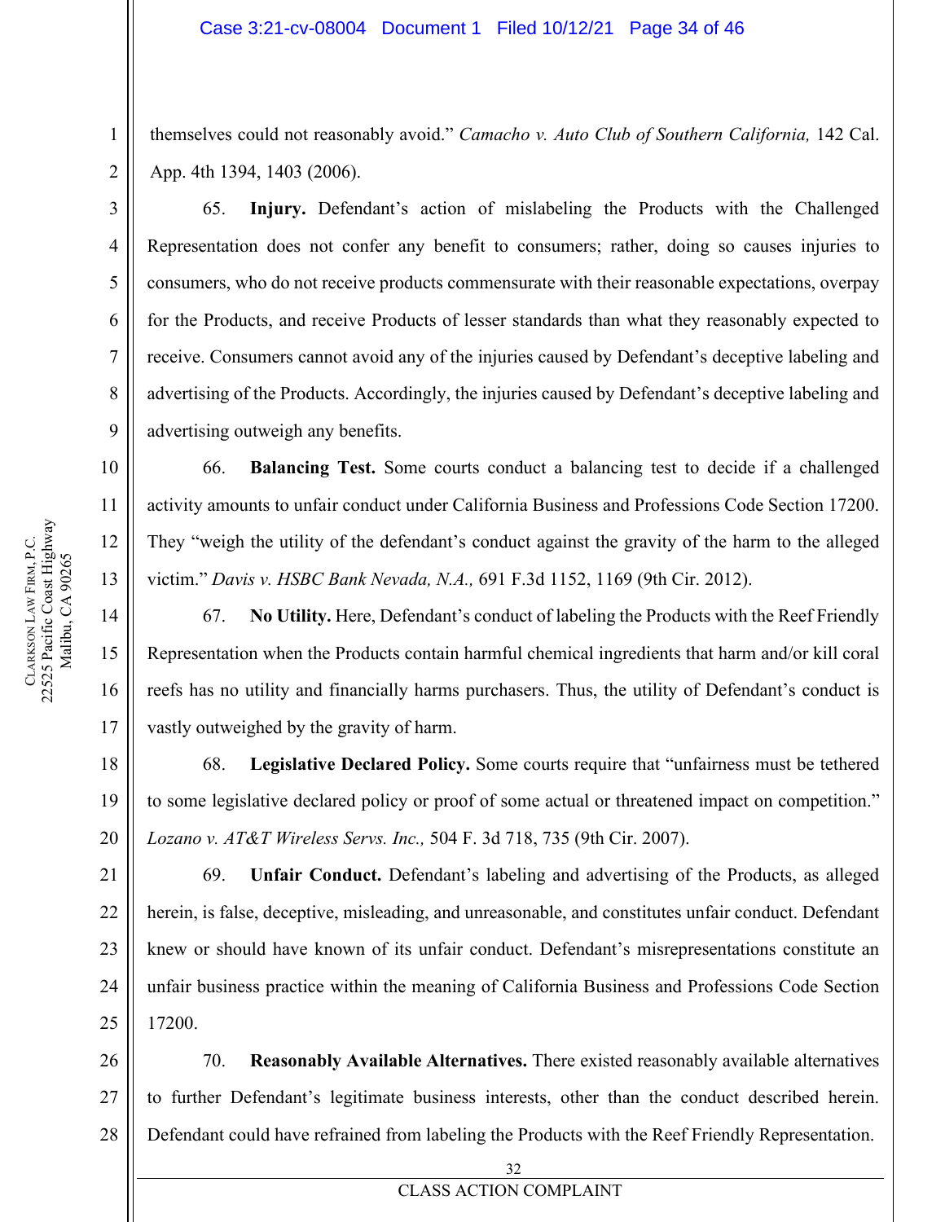themselves could not reasonably avoid." *Camacho v. Auto Club of Southern California,* 142 Cal. App. 4th 1394, 1403 (2006).

65. **Injury.** Defendant's action of mislabeling the Products with the Challenged Representation does not confer any benefit to consumers; rather, doing so causes injuries to consumers, who do not receive products commensurate with their reasonable expectations, overpay for the Products, and receive Products of lesser standards than what they reasonably expected to receive. Consumers cannot avoid any of the injuries caused by Defendant's deceptive labeling and advertising of the Products. Accordingly, the injuries caused by Defendant's deceptive labeling and advertising outweigh any benefits.

66. **Balancing Test.** Some courts conduct a balancing test to decide if a challenged activity amounts to unfair conduct under California Business and Professions Code Section 17200. They "weigh the utility of the defendant's conduct against the gravity of the harm to the alleged victim." *Davis v. HSBC Bank Nevada, N.A.,* 691 F.3d 1152, 1169 (9th Cir. 2012).

67. **No Utility.** Here, Defendant's conduct of labeling the Products with the Reef Friendly Representation when the Products contain harmful chemical ingredients that harm and/or kill coral reefs has no utility and financially harms purchasers. Thus, the utility of Defendant's conduct is vastly outweighed by the gravity of harm.

68. **Legislative Declared Policy.** Some courts require that "unfairness must be tethered to some legislative declared policy or proof of some actual or threatened impact on competition." *Lozano v. AT&T Wireless Servs. Inc.,* 504 F. 3d 718, 735 (9th Cir. 2007).

69. **Unfair Conduct.** Defendant's labeling and advertising of the Products, as alleged herein, is false, deceptive, misleading, and unreasonable, and constitutes unfair conduct. Defendant knew or should have known of its unfair conduct. Defendant's misrepresentations constitute an unfair business practice within the meaning of California Business and Professions Code Section 17200.

70. **Reasonably Available Alternatives.** There existed reasonably available alternatives to further Defendant's legitimate business interests, other than the conduct described herein. Defendant could have refrained from labeling the Products with the Reef Friendly Representation.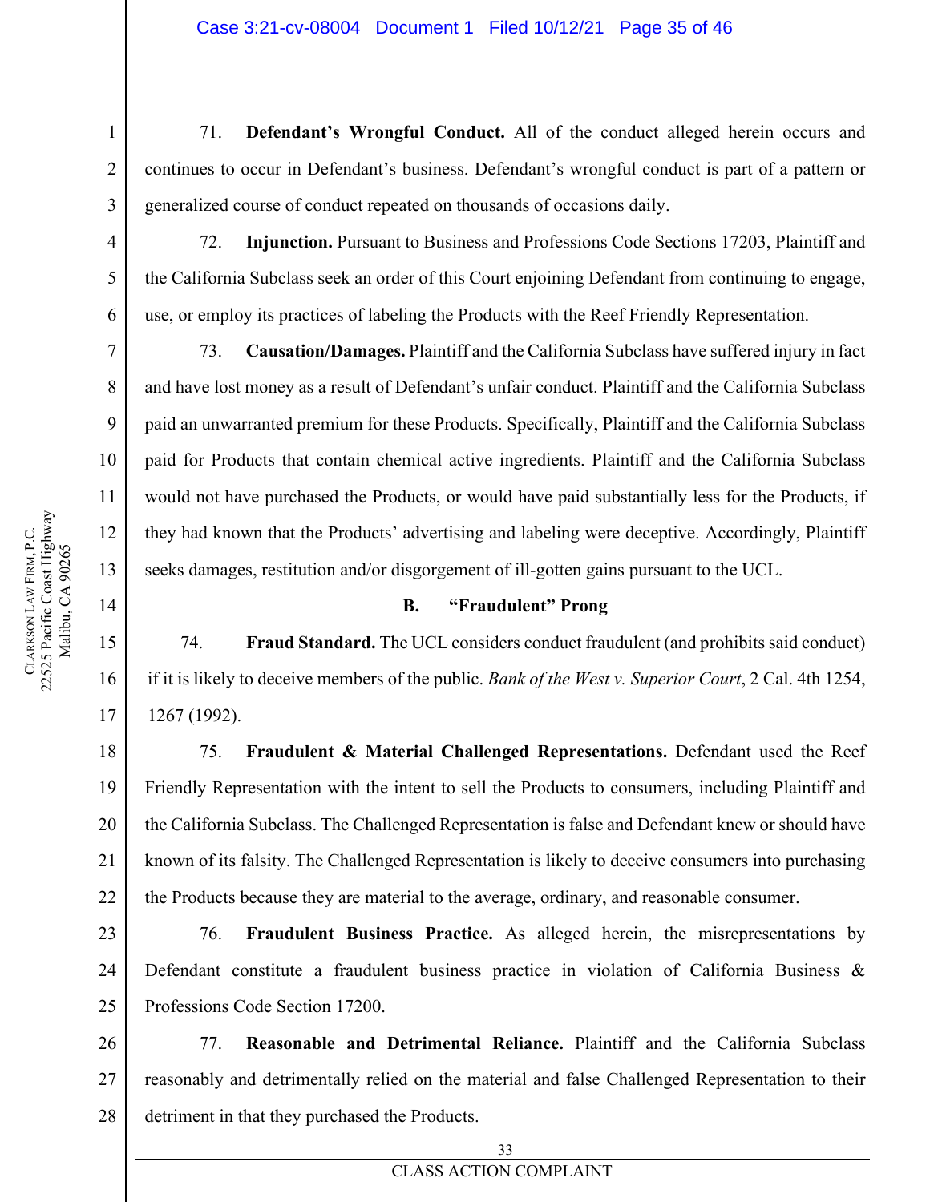71. **Defendant's Wrongful Conduct.** All of the conduct alleged herein occurs and continues to occur in Defendant's business. Defendant's wrongful conduct is part of a pattern or generalized course of conduct repeated on thousands of occasions daily.

72. **Injunction.** Pursuant to Business and Professions Code Sections 17203, Plaintiff and the California Subclass seek an order of this Court enjoining Defendant from continuing to engage, use, or employ its practices of labeling the Products with the Reef Friendly Representation.

73. **Causation/Damages.** Plaintiff and the California Subclass have suffered injury in fact and have lost money as a result of Defendant's unfair conduct. Plaintiff and the California Subclass paid an unwarranted premium for these Products. Specifically, Plaintiff and the California Subclass paid for Products that contain chemical active ingredients. Plaintiff and the California Subclass would not have purchased the Products, or would have paid substantially less for the Products, if they had known that the Products' advertising and labeling were deceptive. Accordingly, Plaintiff seeks damages, restitution and/or disgorgement of ill-gotten gains pursuant to the UCL.

### B. "Fraudulent" Prong

74. **Fraud Standard.** The UCL considers conduct fraudulent (and prohibits said conduct) if it is likely to deceive members of the public. *Bank of the West v. Superior Court*, 2 Cal. 4th 1254, 1267 (1992).

75. **Fraudulent & Material Challenged Representations.** Defendant used the Reef Friendly Representation with the intent to sell the Products to consumers, including Plaintiff and the California Subclass. The Challenged Representation is false and Defendant knew or should have known of its falsity. The Challenged Representation is likely to deceive consumers into purchasing the Products because they are material to the average, ordinary, and reasonable consumer.

76. **Fraudulent Business Practice.** As alleged herein, the misrepresentations by Defendant constitute a fraudulent business practice in violation of California Business & Professions Code Section 17200.

77. **Reasonable and Detrimental Reliance.** Plaintiff and the California Subclass reasonably and detrimentally relied on the material and false Challenged Representation to their detriment in that they purchased the Products.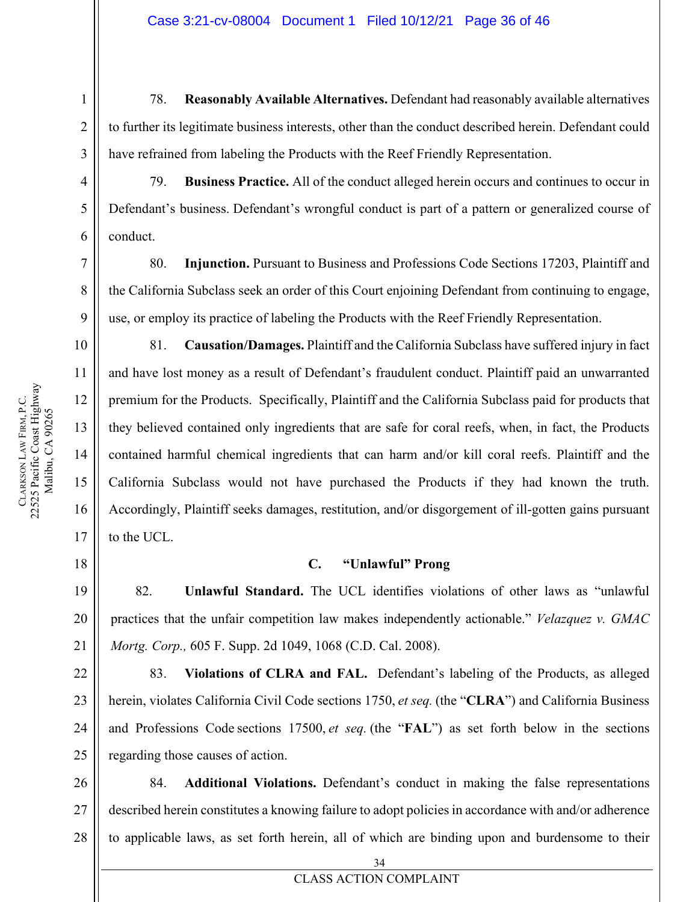78. **Reasonably Available Alternatives.** Defendant had reasonably available alternatives to further its legitimate business interests, other than the conduct described herein. Defendant could have refrained from labeling the Products with the Reef Friendly Representation.

79. **Business Practice.** All of the conduct alleged herein occurs and continues to occur in Defendant's business. Defendant's wrongful conduct is part of a pattern or generalized course of conduct.

80. **Injunction.** Pursuant to Business and Professions Code Sections 17203, Plaintiff and the California Subclass seek an order of this Court enjoining Defendant from continuing to engage, use, or employ its practice of labeling the Products with the Reef Friendly Representation.

81. **Causation/Damages.** Plaintiff and the California Subclass have suffered injury in fact and have lost money as a result of Defendant's fraudulent conduct. Plaintiff paid an unwarranted premium for the Products. Specifically, Plaintiff and the California Subclass paid for products that they believed contained only ingredients that are safe for coral reefs, when, in fact, the Products contained harmful chemical ingredients that can harm and/or kill coral reefs. Plaintiff and the California Subclass would not have purchased the Products if they had known the truth. Accordingly, Plaintiff seeks damages, restitution, and/or disgorgement of ill-gotten gains pursuant to the UCL.

### C. "Unlawful" Prong

82. **Unlawful Standard.** The UCL identifies violations of other laws as "unlawful practices that the unfair competition law makes independently actionable." *Velazquez v. GMAC Mortg. Corp.,* 605 F. Supp. 2d 1049, 1068 (C.D. Cal. 2008).

83. **Violations of CLRA and FAL.** Defendant's labeling of the Products, as alleged herein, violates California Civil Code sections 1750, *et seq.* (the "**CLRA**") and California Business and Professions Code sections 17500, *et seq.* (the "**FAL**") as set forth below in the sections regarding those causes of action.

84. **Additional Violations.** Defendant's conduct in making the false representations described herein constitutes a knowing failure to adopt policies in accordance with and/or adherence to applicable laws, as set forth herein, all of which are binding upon and burdensome to their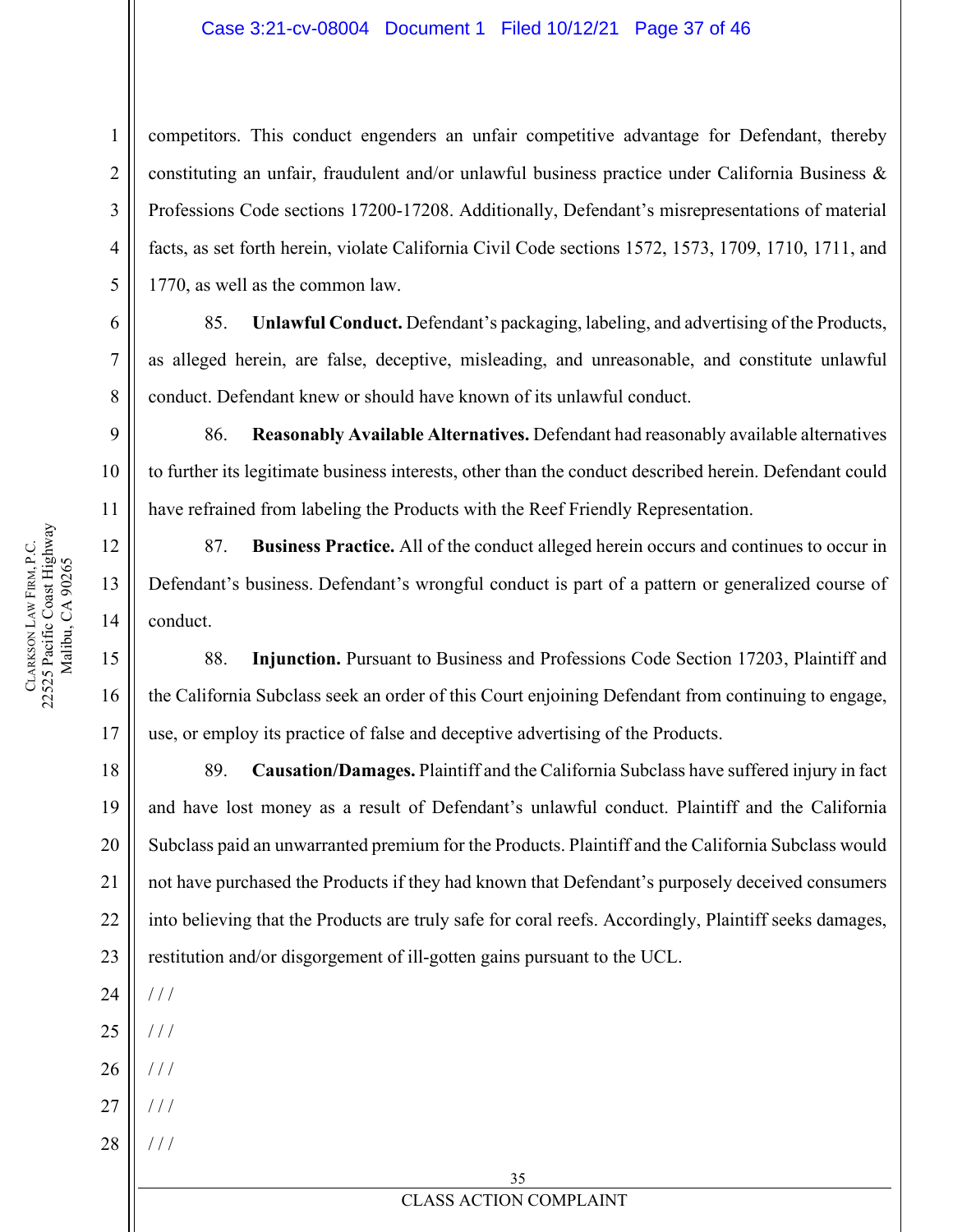competitors. This conduct engenders an unfair competitive advantage for Defendant, thereby constituting an unfair, fraudulent and/or unlawful business practice under California Business & Professions Code sections 17200-17208. Additionally, Defendant's misrepresentations of material facts, as set forth herein, violate California Civil Code sections 1572, 1573, 1709, 1710, 1711, and 1770, as well as the common law.

85. **Unlawful Conduct.** Defendant's packaging, labeling, and advertising of the Products, as alleged herein, are false, deceptive, misleading, and unreasonable, and constitute unlawful conduct. Defendant knew or should have known of its unlawful conduct.

86. **Reasonably Available Alternatives.** Defendant had reasonably available alternatives to further its legitimate business interests, other than the conduct described herein. Defendant could have refrained from labeling the Products with the Reef Friendly Representation.

87. **Business Practice.** All of the conduct alleged herein occurs and continues to occur in Defendant's business. Defendant's wrongful conduct is part of a pattern or generalized course of conduct.

88. **Injunction.** Pursuant to Business and Professions Code Section 17203, Plaintiff and the California Subclass seek an order of this Court enjoining Defendant from continuing to engage, use, or employ its practice of false and deceptive advertising of the Products.

89. **Causation/Damages.** Plaintiff and the California Subclass have suffered injury in fact and have lost money as a result of Defendant's unlawful conduct. Plaintiff and the California Subclass paid an unwarranted premium for the Products. Plaintiff and the California Subclass would not have purchased the Products if they had known that Defendant's purposely deceived consumers into believing that the Products are truly safe for coral reefs. Accordingly, Plaintiff seeks damages, restitution and/or disgorgement of ill-gotten gains pursuant to the UCL.

/ / /

/ / /

/ / /

/ / /

/ / /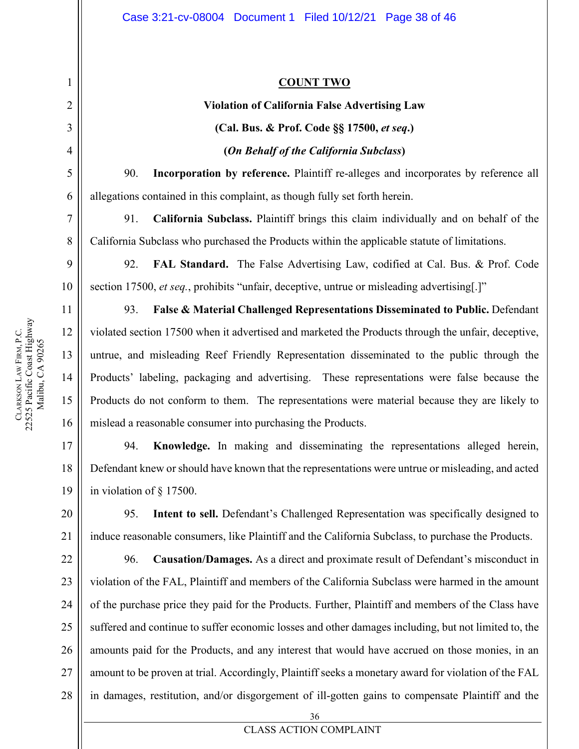**COUNT TWO**

**Violation of California False Advertising Law**

**(Cal. Bus. & Prof. Code §§ 17500, *et seq.*)**

**(*On Behalf of the California Subclass*)**

90. **Incorporation by reference.** Plaintiff re-alleges and incorporates by reference all allegations contained in this complaint, as though fully set forth herein.

91. **California Subclass.** Plaintiff brings this claim individually and on behalf of the California Subclass who purchased the Products within the applicable statute of limitations.

92. **FAL Standard.** The False Advertising Law, codified at Cal. Bus. & Prof. Code section 17500, *et seq.*, prohibits "unfair, deceptive, untrue or misleading advertising[.]"

93. **False & Material Challenged Representations Disseminated to Public.** Defendant violated section 17500 when it advertised and marketed the Products through the unfair, deceptive, untrue, and misleading Reef Friendly Representation disseminated to the public through the Products' labeling, packaging and advertising. These representations were false because the Products do not conform to them. The representations were material because they are likely to mislead a reasonable consumer into purchasing the Products.

94. **Knowledge.** In making and disseminating the representations alleged herein, Defendant knew or should have known that the representations were untrue or misleading, and acted in violation of § 17500.

95. **Intent to sell.** Defendant's Challenged Representation was specifically designed to induce reasonable consumers, like Plaintiff and the California Subclass, to purchase the Products.

96. **Causation/Damages.** As a direct and proximate result of Defendant's misconduct in violation of the FAL, Plaintiff and members of the California Subclass were harmed in the amount of the purchase price they paid for the Products. Further, Plaintiff and members of the Class have suffered and continue to suffer economic losses and other damages including, but not limited to, the amounts paid for the Products, and any interest that would have accrued on those monies, in an amount to be proven at trial. Accordingly, Plaintiff seeks a monetary award for violation of the FAL in damages, restitution, and/or disgorgement of ill-gotten gains to compensate Plaintiff and the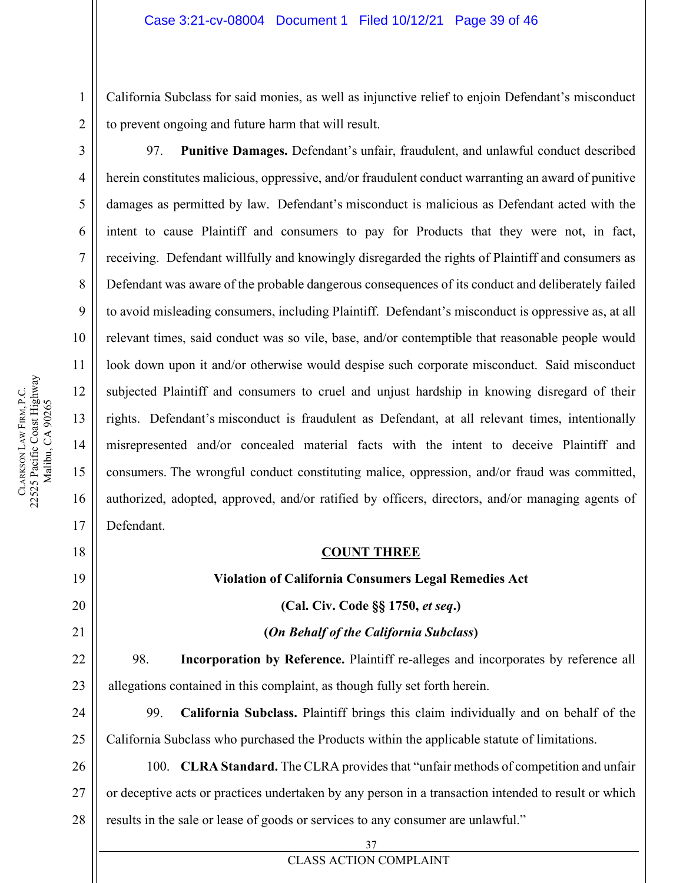California Subclass for said monies, as well as injunctive relief to enjoin Defendant's misconduct to prevent ongoing and future harm that will result.

97. **Punitive Damages.** Defendant's unfair, fraudulent, and unlawful conduct described herein constitutes malicious, oppressive, and/or fraudulent conduct warranting an award of punitive damages as permitted by law. Defendant's misconduct is malicious as Defendant acted with the intent to cause Plaintiff and consumers to pay for Products that they were not, in fact, receiving. Defendant willfully and knowingly disregarded the rights of Plaintiff and consumers as Defendant was aware of the probable dangerous consequences of its conduct and deliberately failed to avoid misleading consumers, including Plaintiff. Defendant's misconduct is oppressive as, at all relevant times, said conduct was so vile, base, and/or contemptible that reasonable people would look down upon it and/or otherwise would despise such corporate misconduct. Said misconduct subjected Plaintiff and consumers to cruel and unjust hardship in knowing disregard of their rights. Defendant's misconduct is fraudulent as Defendant, at all relevant times, intentionally misrepresented and/or concealed material facts with the intent to deceive Plaintiff and consumers. The wrongful conduct constituting malice, oppression, and/or fraud was committed, authorized, adopted, approved, and/or ratified by officers, directors, and/or managing agents of Defendant.

## COUNT THREE

### Violation of California Consumers Legal Remedies Act

### (Cal. Civ. Code §§ 1750, *et seq*.)

### (*On Behalf of the California Subclass*)

98. **Incorporation by Reference.** Plaintiff re-alleges and incorporates by reference all allegations contained in this complaint, as though fully set forth herein.

99. **California Subclass.** Plaintiff brings this claim individually and on behalf of the California Subclass who purchased the Products within the applicable statute of limitations.

100. **CLRA Standard.** The CLRA provides that "unfair methods of competition and unfair or deceptive acts or practices undertaken by any person in a transaction intended to result or which results in the sale or lease of goods or services to any consumer are unlawful."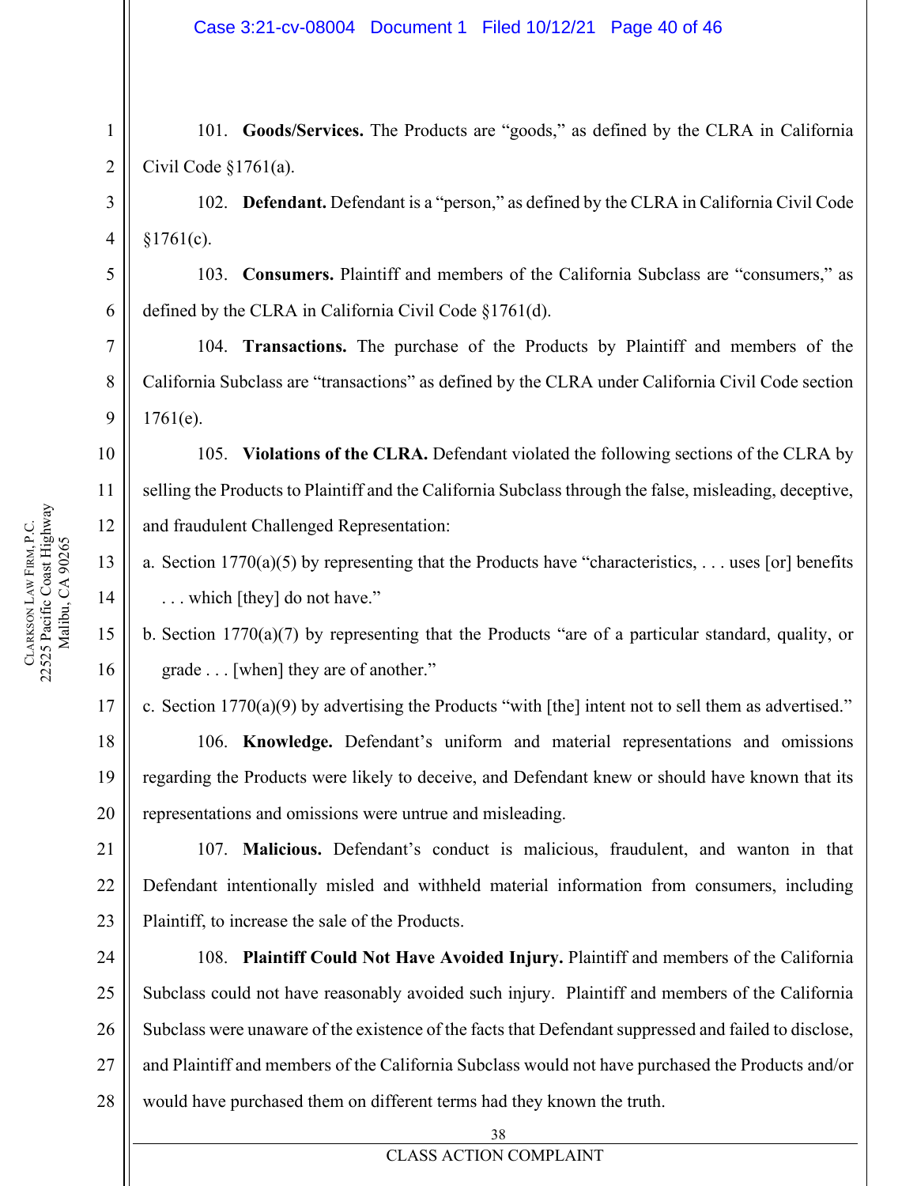101. **Goods/Services.** The Products are "goods," as defined by the CLRA in California Civil Code §1761(a).

102. **Defendant.** Defendant is a "person," as defined by the CLRA in California Civil Code §1761(c).

103. **Consumers.** Plaintiff and members of the California Subclass are "consumers," as defined by the CLRA in California Civil Code §1761(d).

104. **Transactions.** The purchase of the Products by Plaintiff and members of the California Subclass are "transactions" as defined by the CLRA under California Civil Code section 1761(e).

105. **Violations of the CLRA.** Defendant violated the following sections of the CLRA by selling the Products to Plaintiff and the California Subclass through the false, misleading, deceptive, and fraudulent Challenged Representation:

a. Section 1770(a)(5) by representing that the Products have "characteristics, . . . uses [or] benefits . . . which [they] do not have."

b. Section 1770(a)(7) by representing that the Products "are of a particular standard, quality, or grade . . . [when] they are of another."

c. Section 1770(a)(9) by advertising the Products "with [the] intent not to sell them as advertised."

106. **Knowledge.** Defendant's uniform and material representations and omissions regarding the Products were likely to deceive, and Defendant knew or should have known that its representations and omissions were untrue and misleading.

107. **Malicious.** Defendant's conduct is malicious, fraudulent, and wanton in that Defendant intentionally misled and withheld material information from consumers, including Plaintiff, to increase the sale of the Products.

108. **Plaintiff Could Not Have Avoided Injury.** Plaintiff and members of the California Subclass could not have reasonably avoided such injury. Plaintiff and members of the California Subclass were unaware of the existence of the facts that Defendant suppressed and failed to disclose, and Plaintiff and members of the California Subclass would not have purchased the Products and/or would have purchased them on different terms had they known the truth.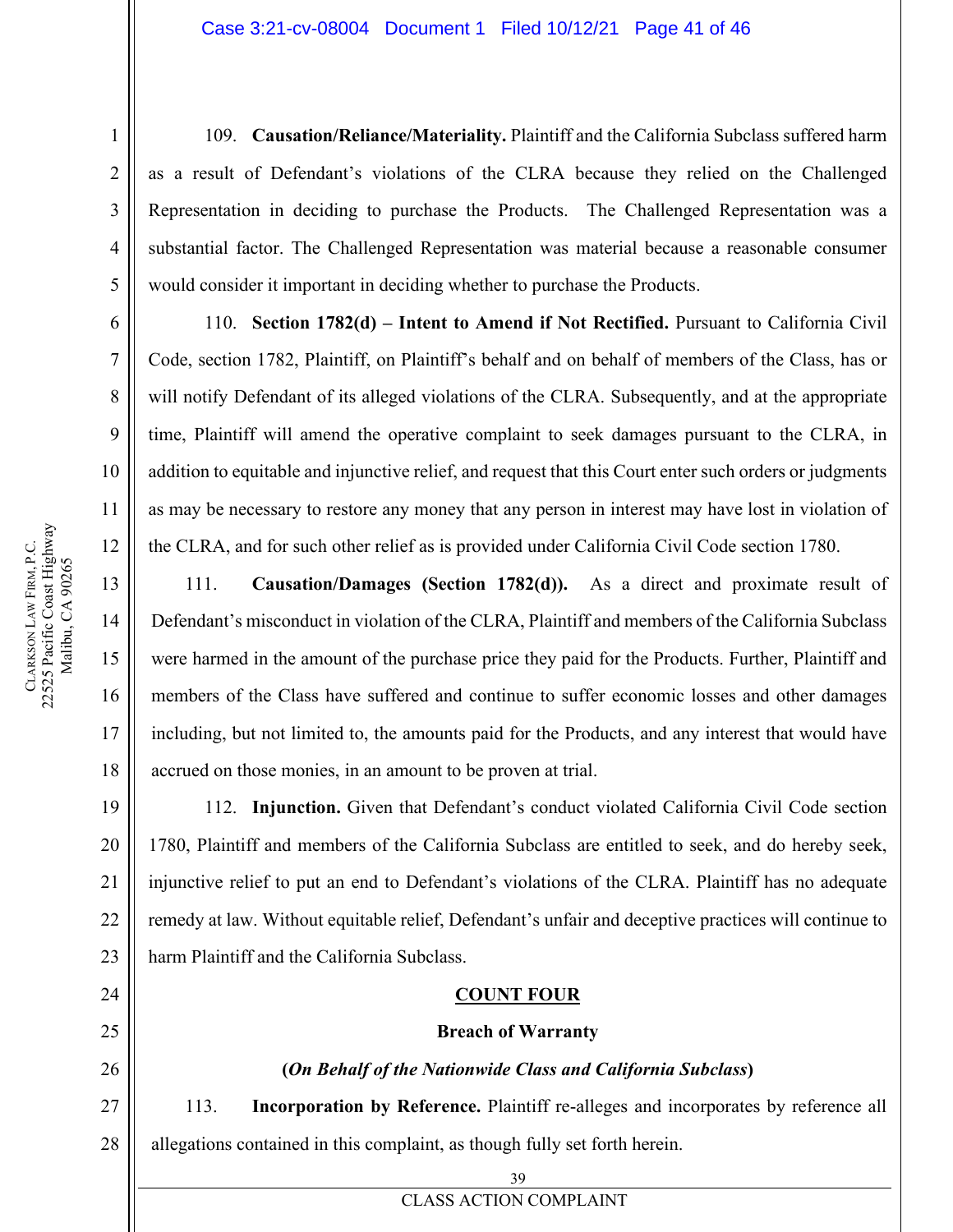109. **Causation/Reliance/Materiality.** Plaintiff and the California Subclass suffered harm as a result of Defendant's violations of the CLRA because they relied on the Challenged Representation in deciding to purchase the Products. The Challenged Representation was a substantial factor. The Challenged Representation was material because a reasonable consumer would consider it important in deciding whether to purchase the Products.

110. **Section 1782(d) – Intent to Amend if Not Rectified.** Pursuant to California Civil Code, section 1782, Plaintiff, on Plaintiff's behalf and on behalf of members of the Class, has or will notify Defendant of its alleged violations of the CLRA. Subsequently, and at the appropriate time, Plaintiff will amend the operative complaint to seek damages pursuant to the CLRA, in addition to equitable and injunctive relief, and request that this Court enter such orders or judgments as may be necessary to restore any money that any person in interest may have lost in violation of the CLRA, and for such other relief as is provided under California Civil Code section 1780.

111. **Causation/Damages (Section 1782(d)).** As a direct and proximate result of Defendant's misconduct in violation of the CLRA, Plaintiff and members of the California Subclass were harmed in the amount of the purchase price they paid for the Products. Further, Plaintiff and members of the Class have suffered and continue to suffer economic losses and other damages including, but not limited to, the amounts paid for the Products, and any interest that would have accrued on those monies, in an amount to be proven at trial.

112. **Injunction.** Given that Defendant's conduct violated California Civil Code section 1780, Plaintiff and members of the California Subclass are entitled to seek, and do hereby seek, injunctive relief to put an end to Defendant's violations of the CLRA. Plaintiff has no adequate remedy at law. Without equitable relief, Defendant's unfair and deceptive practices will continue to harm Plaintiff and the California Subclass.

## COUNT FOUR

### Breach of Warranty

**(*On Behalf of the Nationwide Class and California Subclass*)**

113. **Incorporation by Reference.** Plaintiff re-alleges and incorporates by reference all allegations contained in this complaint, as though fully set forth herein.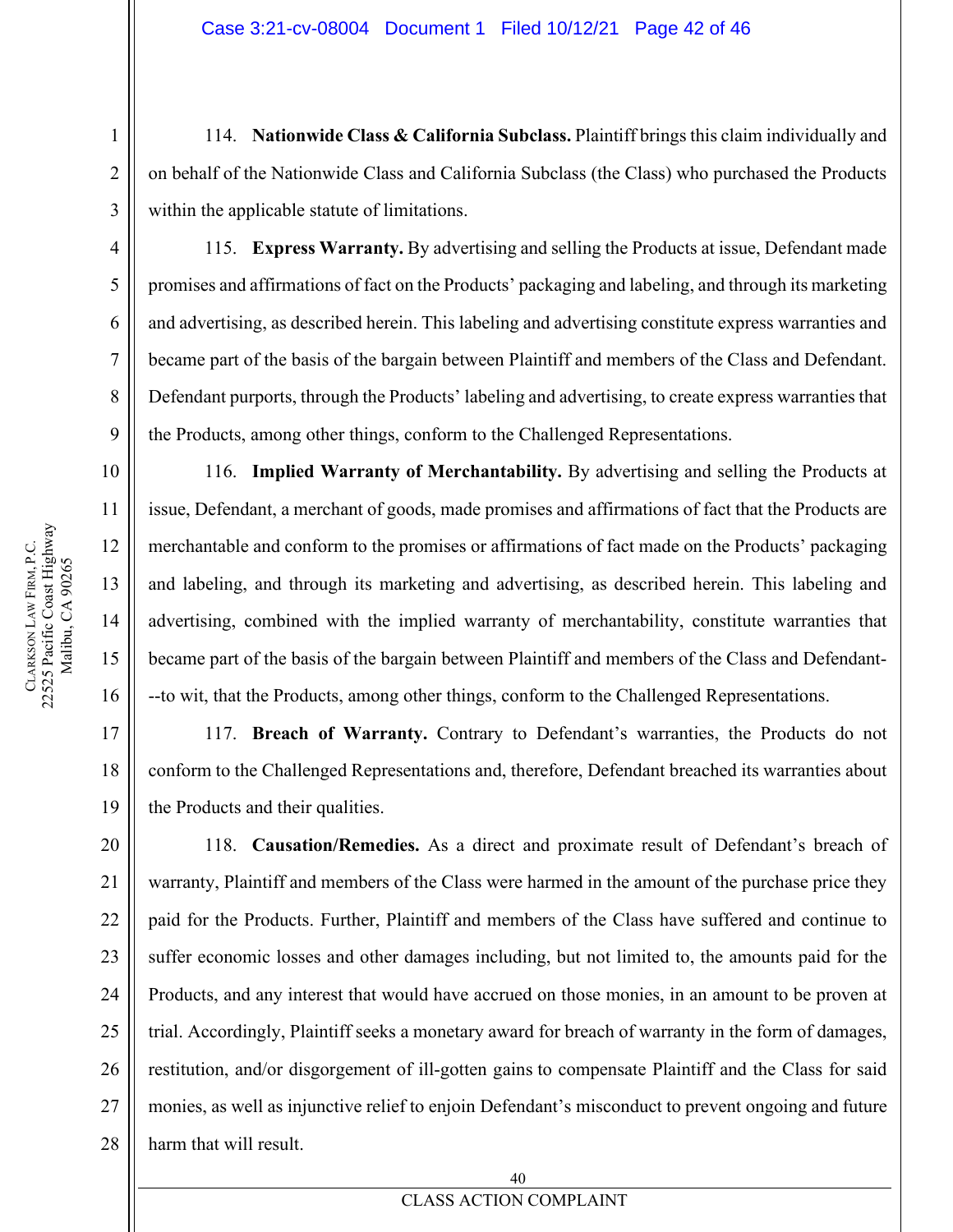114. **Nationwide Class & California Subclass.** Plaintiff brings this claim individually and on behalf of the Nationwide Class and California Subclass (the Class) who purchased the Products within the applicable statute of limitations.

115. **Express Warranty.** By advertising and selling the Products at issue, Defendant made promises and affirmations of fact on the Products' packaging and labeling, and through its marketing and advertising, as described herein. This labeling and advertising constitute express warranties and became part of the basis of the bargain between Plaintiff and members of the Class and Defendant. Defendant purports, through the Products' labeling and advertising, to create express warranties that the Products, among other things, conform to the Challenged Representations.

116. **Implied Warranty of Merchantability.** By advertising and selling the Products at issue, Defendant, a merchant of goods, made promises and affirmations of fact that the Products are merchantable and conform to the promises or affirmations of fact made on the Products' packaging and labeling, and through its marketing and advertising, as described herein. This labeling and advertising, combined with the implied warranty of merchantability, constitute warranties that became part of the basis of the bargain between Plaintiff and members of the Class and Defendant---to wit, that the Products, among other things, conform to the Challenged Representations.

117. **Breach of Warranty.** Contrary to Defendant's warranties, the Products do not conform to the Challenged Representations and, therefore, Defendant breached its warranties about the Products and their qualities.

118. **Causation/Remedies.** As a direct and proximate result of Defendant's breach of warranty, Plaintiff and members of the Class were harmed in the amount of the purchase price they paid for the Products. Further, Plaintiff and members of the Class have suffered and continue to suffer economic losses and other damages including, but not limited to, the amounts paid for the Products, and any interest that would have accrued on those monies, in an amount to be proven at trial. Accordingly, Plaintiff seeks a monetary award for breach of warranty in the form of damages, restitution, and/or disgorgement of ill-gotten gains to compensate Plaintiff and the Class for said monies, as well as injunctive relief to enjoin Defendant's misconduct to prevent ongoing and future harm that will result.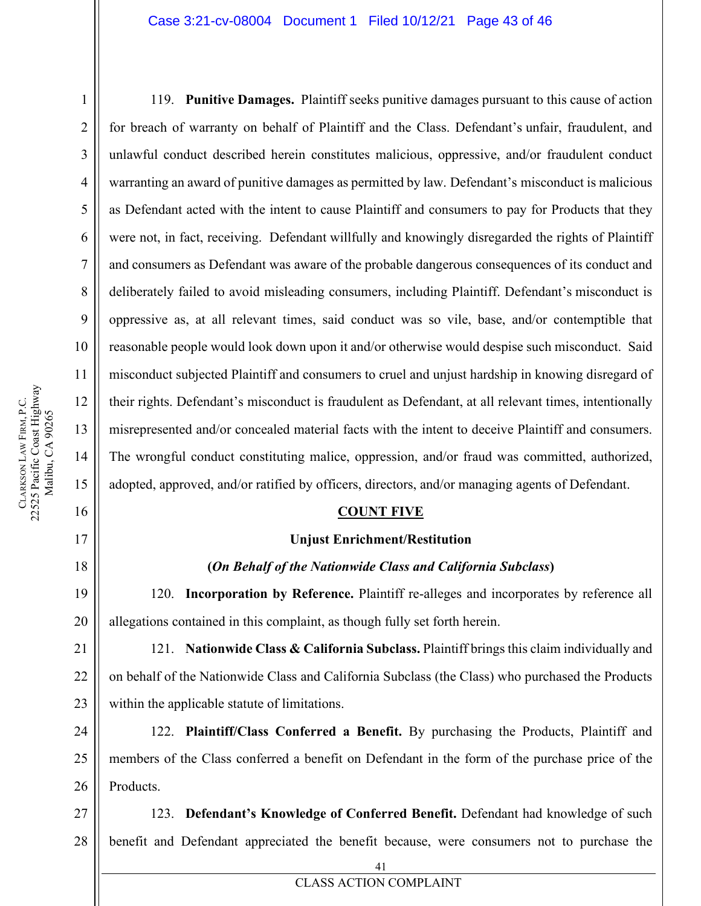119. **Punitive Damages.** Plaintiff seeks punitive damages pursuant to this cause of action for breach of warranty on behalf of Plaintiff and the Class. Defendant's unfair, fraudulent, and unlawful conduct described herein constitutes malicious, oppressive, and/or fraudulent conduct warranting an award of punitive damages as permitted by law. Defendant's misconduct is malicious as Defendant acted with the intent to cause Plaintiff and consumers to pay for Products that they were not, in fact, receiving. Defendant willfully and knowingly disregarded the rights of Plaintiff and consumers as Defendant was aware of the probable dangerous consequences of its conduct and deliberately failed to avoid misleading consumers, including Plaintiff. Defendant's misconduct is oppressive as, at all relevant times, said conduct was so vile, base, and/or contemptible that reasonable people would look down upon it and/or otherwise would despise such misconduct. Said misconduct subjected Plaintiff and consumers to cruel and unjust hardship in knowing disregard of their rights. Defendant's misconduct is fraudulent as Defendant, at all relevant times, intentionally misrepresented and/or concealed material facts with the intent to deceive Plaintiff and consumers. The wrongful conduct constituting malice, oppression, and/or fraud was committed, authorized, adopted, approved, and/or ratified by officers, directors, and/or managing agents of Defendant.

## COUNT FIVE

### Unjust Enrichment/Restitution

### (*On Behalf of the Nationwide Class and California Subclass*)

120. **Incorporation by Reference.** Plaintiff re-alleges and incorporates by reference all allegations contained in this complaint, as though fully set forth herein.

121. **Nationwide Class & California Subclass.** Plaintiff brings this claim individually and on behalf of the Nationwide Class and California Subclass (the Class) who purchased the Products within the applicable statute of limitations.

122. **Plaintiff/Class Conferred a Benefit.** By purchasing the Products, Plaintiff and members of the Class conferred a benefit on Defendant in the form of the purchase price of the Products.

123. **Defendant's Knowledge of Conferred Benefit.** Defendant had knowledge of such benefit and Defendant appreciated the benefit because, were consumers not to purchase the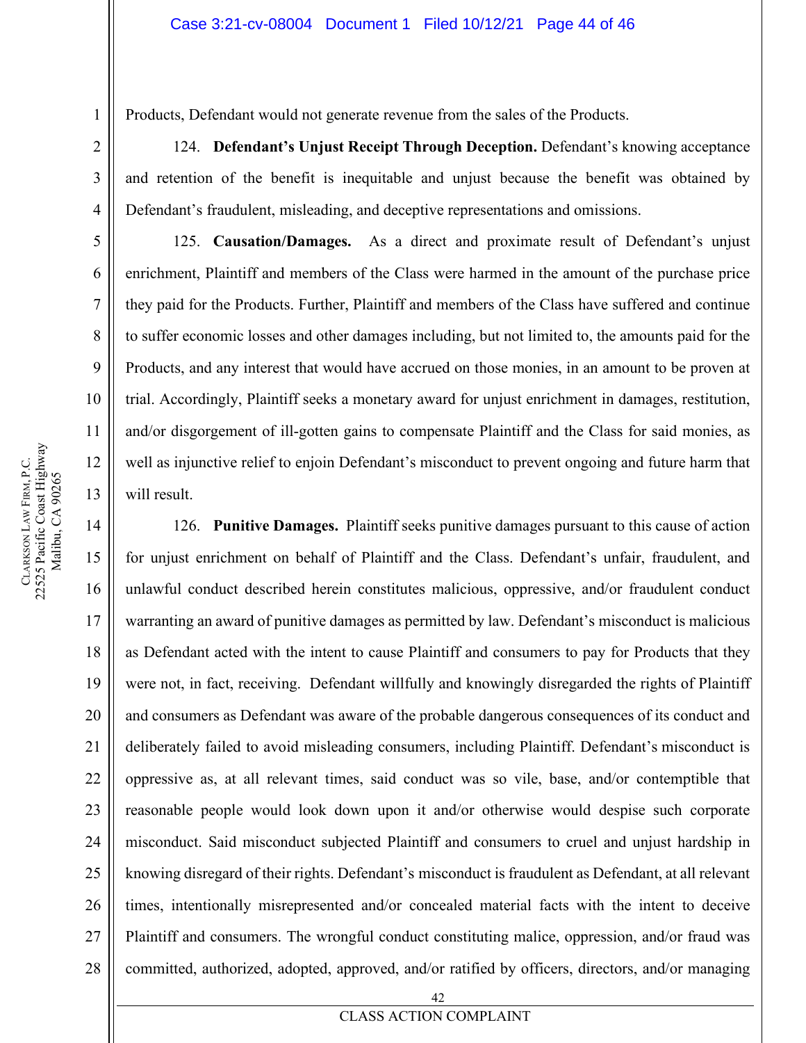Products, Defendant would not generate revenue from the sales of the Products.

124. **Defendant's Unjust Receipt Through Deception.** Defendant's knowing acceptance and retention of the benefit is inequitable and unjust because the benefit was obtained by Defendant's fraudulent, misleading, and deceptive representations and omissions.

125. **Causation/Damages.** As a direct and proximate result of Defendant's unjust enrichment, Plaintiff and members of the Class were harmed in the amount of the purchase price they paid for the Products. Further, Plaintiff and members of the Class have suffered and continue to suffer economic losses and other damages including, but not limited to, the amounts paid for the Products, and any interest that would have accrued on those monies, in an amount to be proven at trial. Accordingly, Plaintiff seeks a monetary award for unjust enrichment in damages, restitution, and/or disgorgement of ill-gotten gains to compensate Plaintiff and the Class for said monies, as well as injunctive relief to enjoin Defendant's misconduct to prevent ongoing and future harm that will result.

126. **Punitive Damages.** Plaintiff seeks punitive damages pursuant to this cause of action for unjust enrichment on behalf of Plaintiff and the Class. Defendant's unfair, fraudulent, and unlawful conduct described herein constitutes malicious, oppressive, and/or fraudulent conduct warranting an award of punitive damages as permitted by law. Defendant's misconduct is malicious as Defendant acted with the intent to cause Plaintiff and consumers to pay for Products that they were not, in fact, receiving. Defendant willfully and knowingly disregarded the rights of Plaintiff and consumers as Defendant was aware of the probable dangerous consequences of its conduct and deliberately failed to avoid misleading consumers, including Plaintiff. Defendant's misconduct is oppressive as, at all relevant times, said conduct was so vile, base, and/or contemptible that reasonable people would look down upon it and/or otherwise would despise such corporate misconduct. Said misconduct subjected Plaintiff and consumers to cruel and unjust hardship in knowing disregard of their rights. Defendant's misconduct is fraudulent as Defendant, at all relevant times, intentionally misrepresented and/or concealed material facts with the intent to deceive Plaintiff and consumers. The wrongful conduct constituting malice, oppression, and/or fraud was committed, authorized, adopted, approved, and/or ratified by officers, directors, and/or managing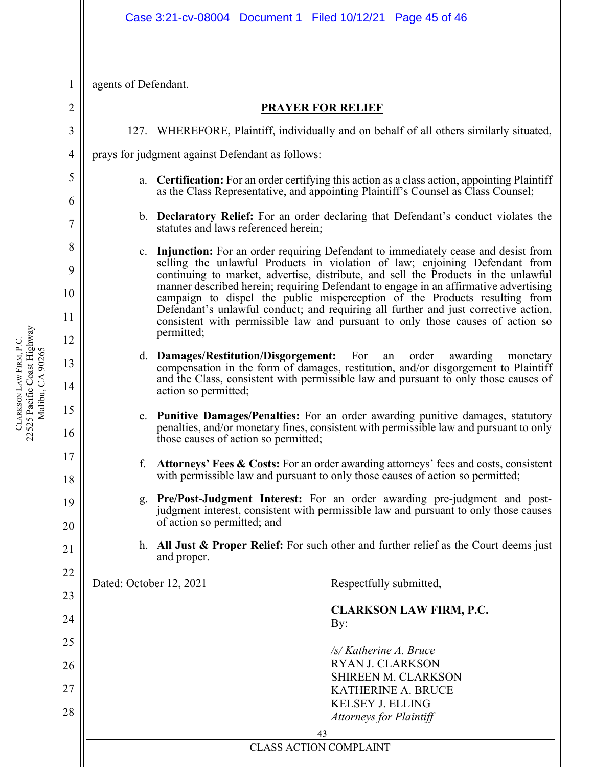agents of Defendant.

## PRAYER FOR RELIEF

127. WHEREFORE, Plaintiff, individually and on behalf of all others similarly situated, prays for judgment against Defendant as follows:

a. **Certification:** For an order certifying this action as a class action, appointing Plaintiff as the Class Representative, and appointing Plaintiff's Counsel as Class Counsel;

b. **Declaratory Relief:** For an order declaring that Defendant's conduct violates the statutes and laws referenced herein;

c. **Injunction:** For an order requiring Defendant to immediately cease and desist from selling the unlawful Products in violation of law; enjoining Defendant from continuing to market, advertise, distribute, and sell the Products in the unlawful manner described herein; requiring Defendant to engage in an affirmative advertising campaign to dispel the public misperception of the Products resulting from Defendant's unlawful conduct; and requiring all further and just corrective action, consistent with permissible law and pursuant to only those causes of action so permitted;

d. **Damages/Restitution/Disgorgement:** For an order awarding monetary compensation in the form of damages, restitution, and/or disgorgement to Plaintiff and the Class, consistent with permissible law and pursuant to only those causes of action so permitted;

e. **Punitive Damages/Penalties:** For an order awarding punitive damages, statutory penalties, and/or monetary fines, consistent with permissible law and pursuant to only those causes of action so permitted;

f. **Attorneys' Fees & Costs:** For an order awarding attorneys' fees and costs, consistent with permissible law and pursuant to only those causes of action so permitted;

g. **Pre/Post-Judgment Interest:** For an order awarding pre-judgment and post-judgment interest, consistent with permissible law and pursuant to only those causes of action so permitted; and

h. **All Just & Proper Relief:** For such other and further relief as the Court deems just and proper.

Dated: October 12, 2021

Respectfully submitted,

**CLARKSON LAW FIRM, P.C.**
By:

*/s/ Katherine A. Bruce*
RYAN J. CLARKSON
SHIREEN M. CLARKSON
KATHERINE A. BRUCE
KELSEY J. ELLING
*Attorneys for Plaintiff*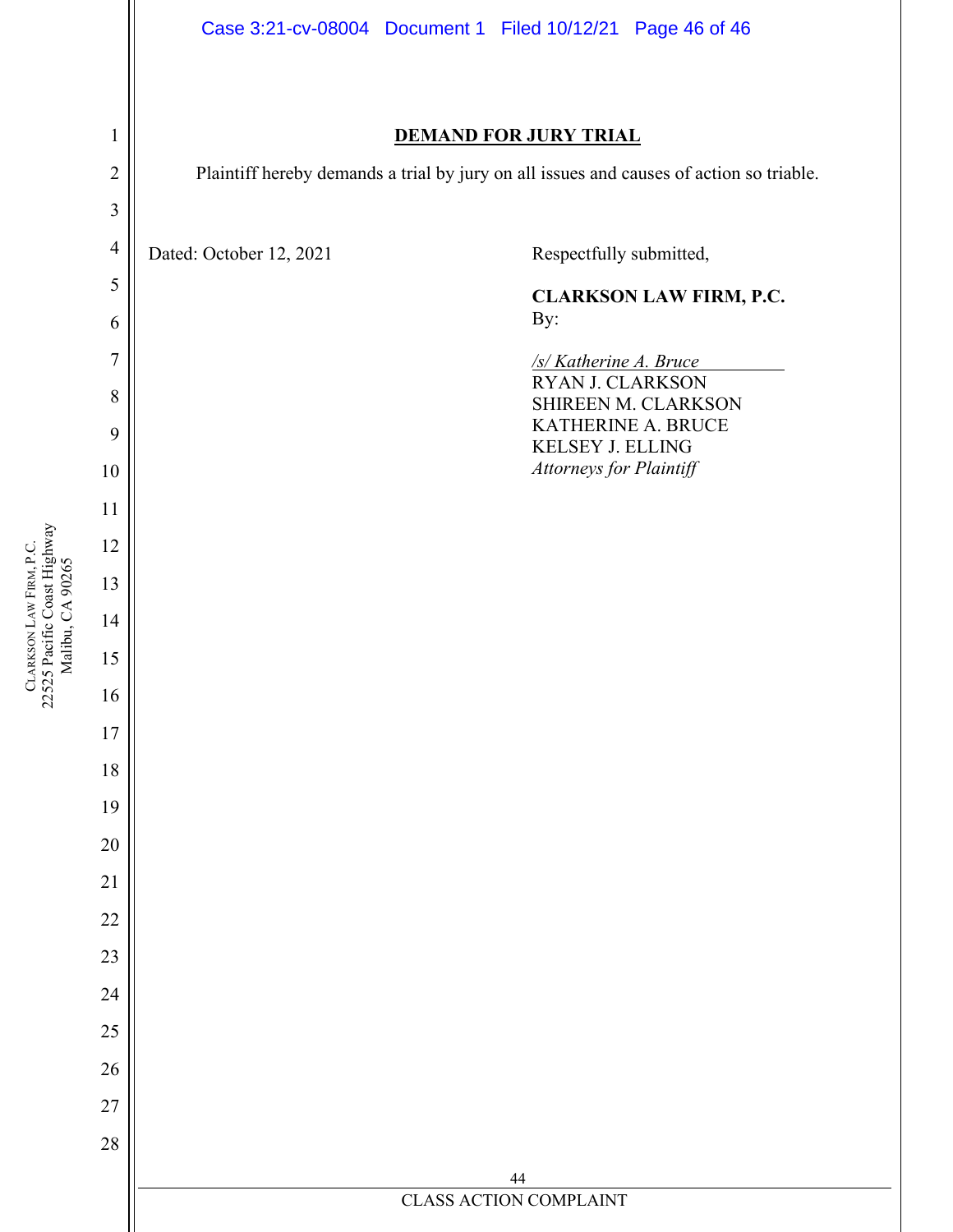**DEMAND FOR JURY TRIAL**

Plaintiff hereby demands a trial by jury on all issues and causes of action so triable.

Dated: October 12, 2021

Respectfully submitted,

**CLARKSON LAW FIRM, P.C.**
By:

*/s/ Katherine A. Bruce*
RYAN J. CLARKSON
SHIREEN M. CLARKSON
KATHERINE A. BRUCE
KELSEY J. ELLING
*Attorneys for Plaintiff*